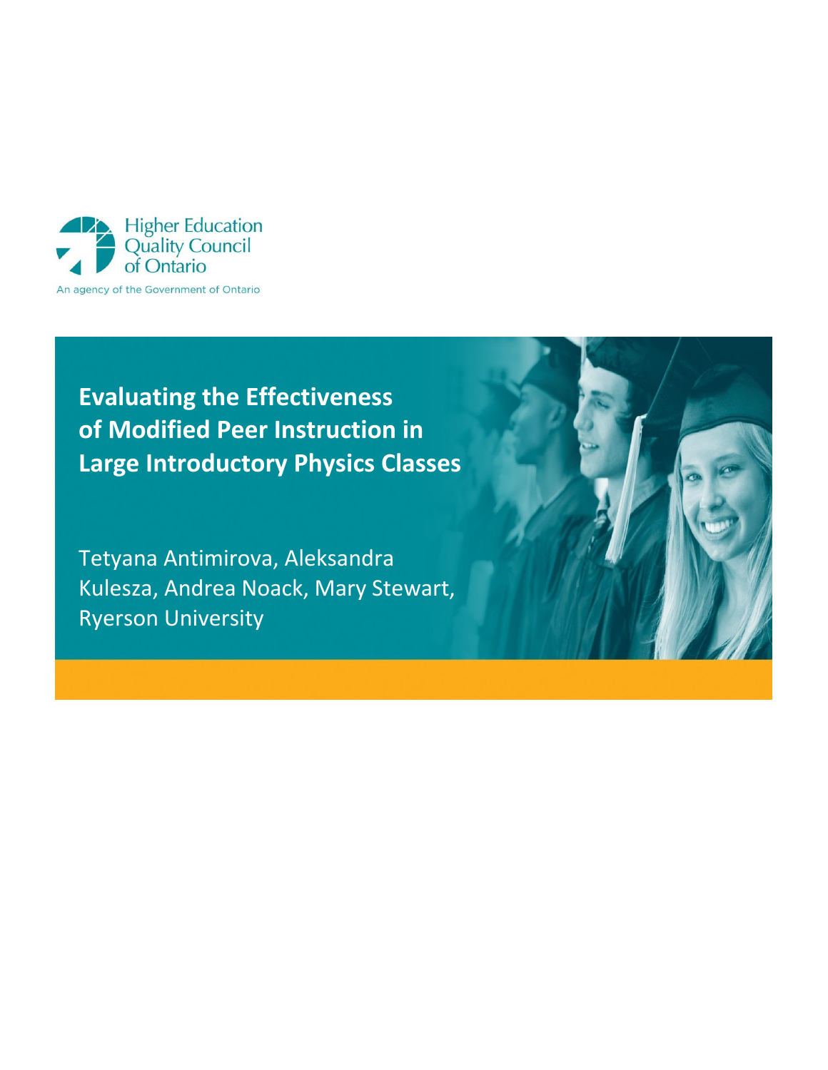Higher Education Quality Council of Ontario

An agency of the Government of Ontario

# Evaluating the Effectiveness of Modified Peer Instruction in Large Introductory Physics Classes

Tetyana Antimirova, Aleksandra Kulesza, Andrea Noack, Mary Stewart, Ryerson University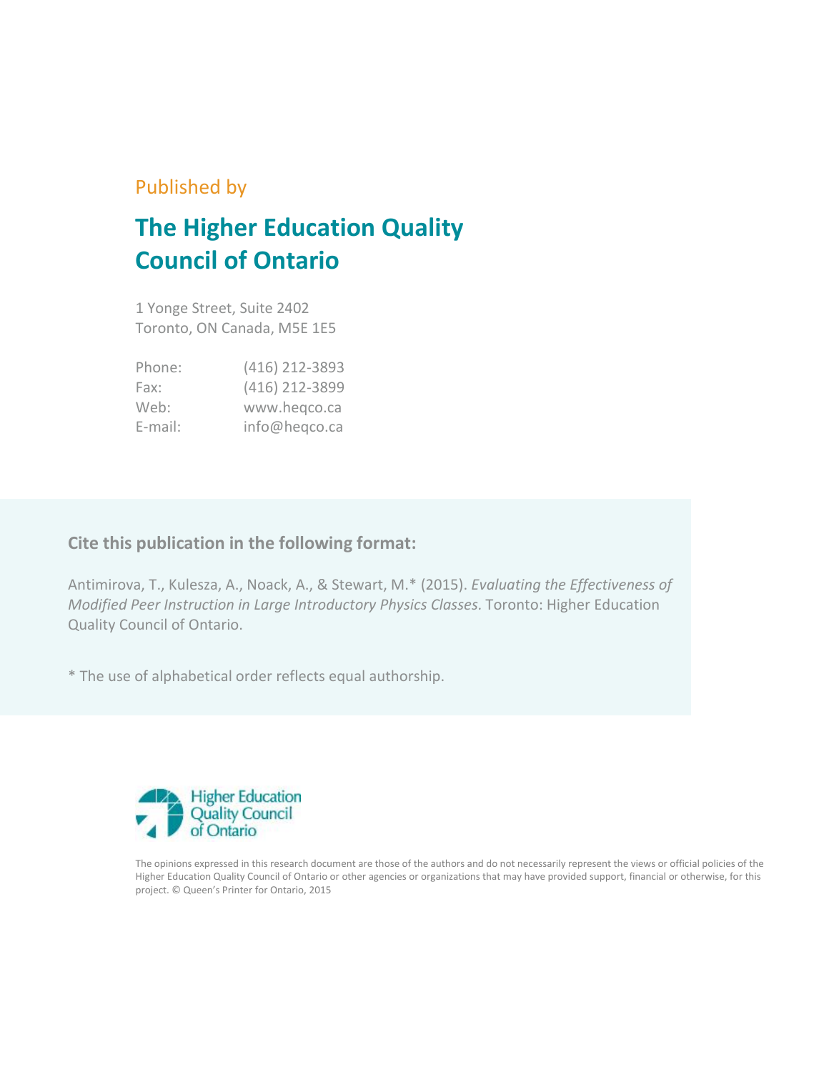Published by

# The Higher Education Quality Council of Ontario

1 Yonge Street, Suite 2402
Toronto, ON Canada, M5E 1E5

| | |
|---|---|
| Phone: | (416) 212-3893 |
| Fax: | (416) 212-3899 |
| Web: | www.heqco.ca |
| E-mail: | info@heqco.ca |

**Cite this publication in the following format:**

Antimirova, T., Kulesza, A., Noack, A., & Stewart, M.* (2015). *Evaluating the Effectiveness of Modified Peer Instruction in Large Introductory Physics Classes.* Toronto: Higher Education Quality Council of Ontario.

* The use of alphabetical order reflects equal authorship.

Higher Education Quality Council of Ontario

The opinions expressed in this research document are those of the authors and do not necessarily represent the views or official policies of the Higher Education Quality Council of Ontario or other agencies or organizations that may have provided support, financial or otherwise, for this project. © Queen's Printer for Ontario, 2015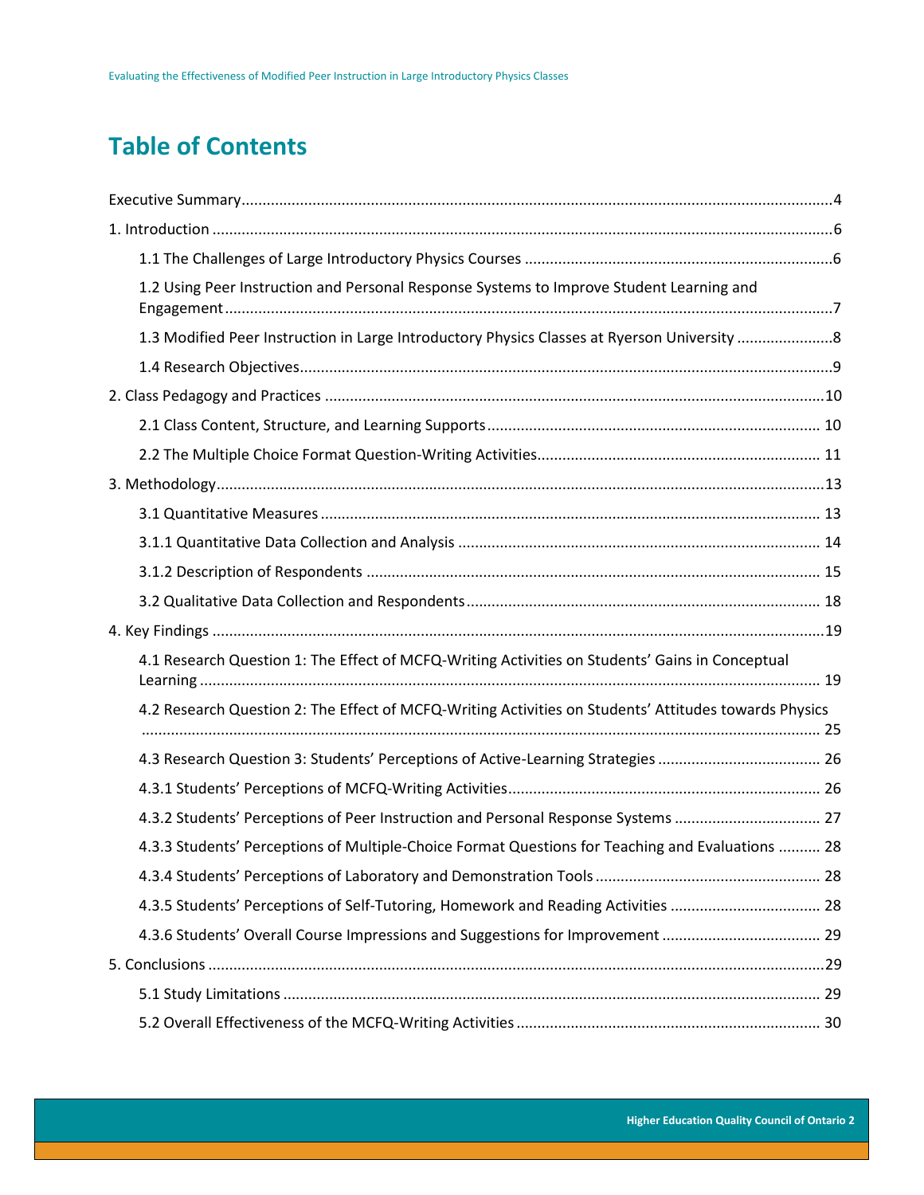# Table of Contents

Executive Summary ..... 4

1. Introduction ..... 6
   - 1.1 The Challenges of Large Introductory Physics Courses ..... 6
   - 1.2 Using Peer Instruction and Personal Response Systems to Improve Student Learning and Engagement ..... 7
   - 1.3 Modified Peer Instruction in Large Introductory Physics Classes at Ryerson University ..... 8
   - 1.4 Research Objectives ..... 9
2. Class Pedagogy and Practices ..... 10
   - 2.1 Class Content, Structure, and Learning Supports ..... 10
   - 2.2 The Multiple Choice Format Question-Writing Activities ..... 11
3. Methodology ..... 13
   - 3.1 Quantitative Measures ..... 13
   - 3.1.1 Quantitative Data Collection and Analysis ..... 14
   - 3.1.2 Description of Respondents ..... 15
   - 3.2 Qualitative Data Collection and Respondents ..... 18
4. Key Findings ..... 19
   - 4.1 Research Question 1: The Effect of MCFQ-Writing Activities on Students' Gains in Conceptual Learning ..... 19
   - 4.2 Research Question 2: The Effect of MCFQ-Writing Activities on Students' Attitudes towards Physics ..... 25
   - 4.3 Research Question 3: Students' Perceptions of Active-Learning Strategies ..... 26
   - 4.3.1 Students' Perceptions of MCFQ-Writing Activities ..... 26
   - 4.3.2 Students' Perceptions of Peer Instruction and Personal Response Systems ..... 27
   - 4.3.3 Students' Perceptions of Multiple-Choice Format Questions for Teaching and Evaluations ..... 28
   - 4.3.4 Students' Perceptions of Laboratory and Demonstration Tools ..... 28
   - 4.3.5 Students' Perceptions of Self-Tutoring, Homework and Reading Activities ..... 28
   - 4.3.6 Students' Overall Course Impressions and Suggestions for Improvement ..... 29
5. Conclusions ..... 29
   - 5.1 Study Limitations ..... 29
   - 5.2 Overall Effectiveness of the MCFQ-Writing Activities ..... 30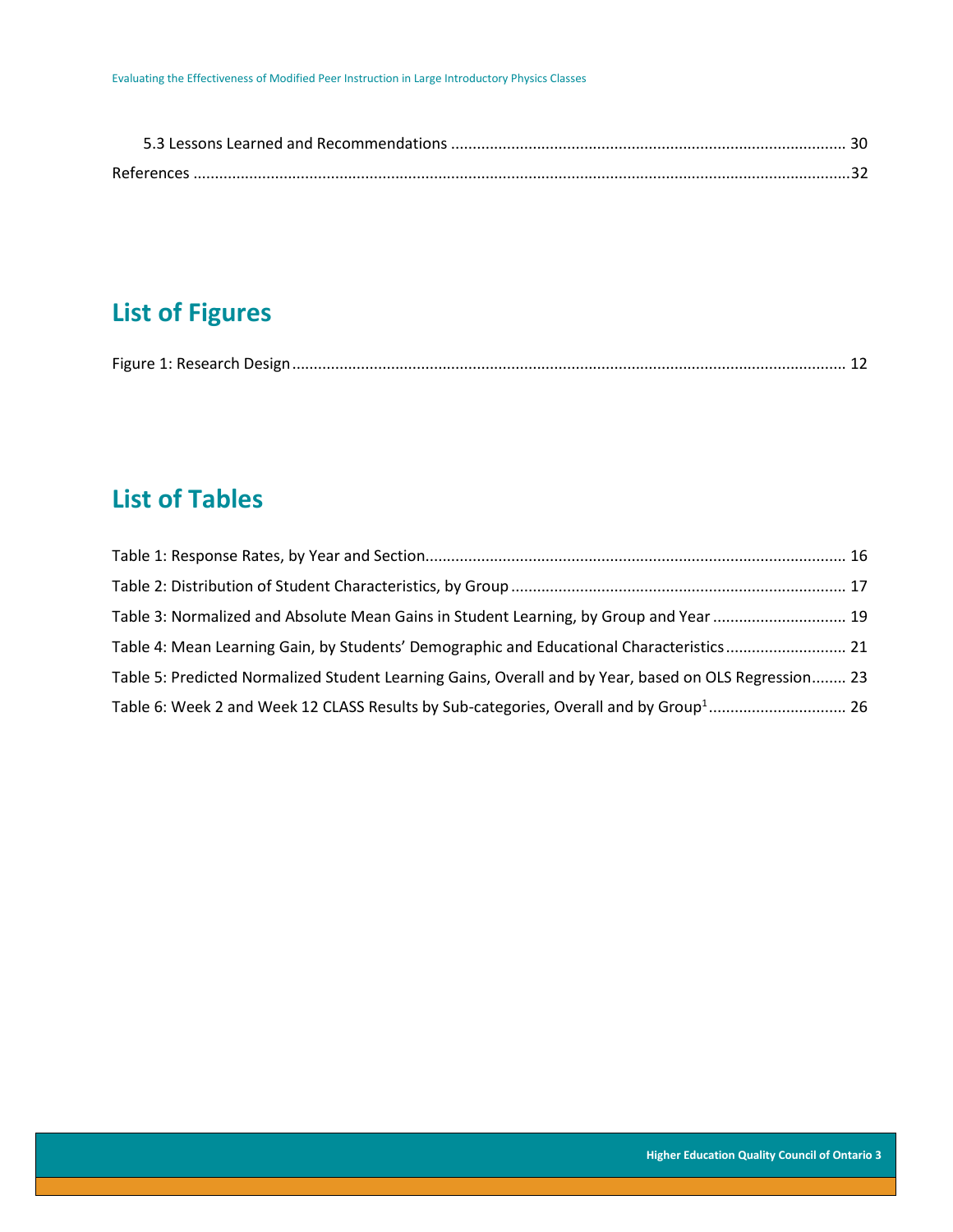5.3 Lessons Learned and Recommendations .......................................................................................... 30

References ......................................................................................................................................32

## List of Figures

Figure 1: Research Design ............................................................................................................... 12

## List of Tables

Table 1: Response Rates, by Year and Section................................................................................................ 16

Table 2: Distribution of Student Characteristics, by Group ............................................................................. 17

Table 3: Normalized and Absolute Mean Gains in Student Learning, by Group and Year .............................. 19

Table 4: Mean Learning Gain, by Students' Demographic and Educational Characteristics............................ 21

Table 5: Predicted Normalized Student Learning Gains, Overall and by Year, based on OLS Regression........ 23

Table 6: Week 2 and Week 12 CLASS Results by Sub-categories, Overall and by Group[1] ............................... 26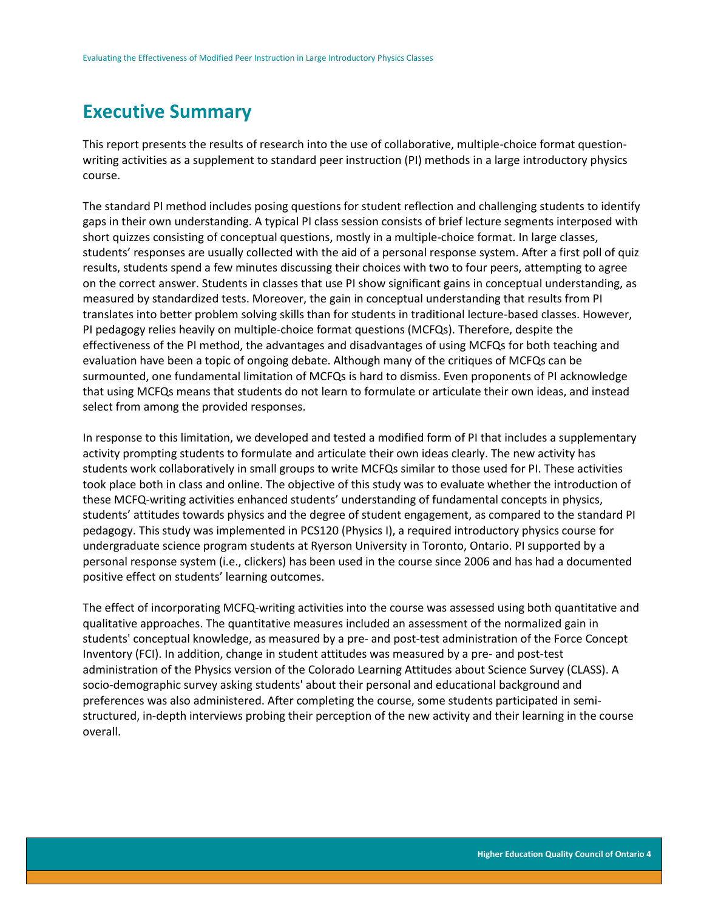# Executive Summary

This report presents the results of research into the use of collaborative, multiple-choice format question-writing activities as a supplement to standard peer instruction (PI) methods in a large introductory physics course.

The standard PI method includes posing questions for student reflection and challenging students to identify gaps in their own understanding. A typical PI class session consists of brief lecture segments interposed with short quizzes consisting of conceptual questions, mostly in a multiple-choice format. In large classes, students' responses are usually collected with the aid of a personal response system. After a first poll of quiz results, students spend a few minutes discussing their choices with two to four peers, attempting to agree on the correct answer. Students in classes that use PI show significant gains in conceptual understanding, as measured by standardized tests. Moreover, the gain in conceptual understanding that results from PI translates into better problem solving skills than for students in traditional lecture-based classes. However, PI pedagogy relies heavily on multiple-choice format questions (MCFQs). Therefore, despite the effectiveness of the PI method, the advantages and disadvantages of using MCFQs for both teaching and evaluation have been a topic of ongoing debate. Although many of the critiques of MCFQs can be surmounted, one fundamental limitation of MCFQs is hard to dismiss. Even proponents of PI acknowledge that using MCFQs means that students do not learn to formulate or articulate their own ideas, and instead select from among the provided responses.

In response to this limitation, we developed and tested a modified form of PI that includes a supplementary activity prompting students to formulate and articulate their own ideas clearly. The new activity has students work collaboratively in small groups to write MCFQs similar to those used for PI. These activities took place both in class and online. The objective of this study was to evaluate whether the introduction of these MCFQ-writing activities enhanced students' understanding of fundamental concepts in physics, students' attitudes towards physics and the degree of student engagement, as compared to the standard PI pedagogy. This study was implemented in PCS120 (Physics I), a required introductory physics course for undergraduate science program students at Ryerson University in Toronto, Ontario. PI supported by a personal response system (i.e., clickers) has been used in the course since 2006 and has had a documented positive effect on students' learning outcomes.

The effect of incorporating MCFQ-writing activities into the course was assessed using both quantitative and qualitative approaches. The quantitative measures included an assessment of the normalized gain in students' conceptual knowledge, as measured by a pre- and post-test administration of the Force Concept Inventory (FCI). In addition, change in student attitudes was measured by a pre- and post-test administration of the Physics version of the Colorado Learning Attitudes about Science Survey (CLASS). A socio-demographic survey asking students' about their personal and educational background and preferences was also administered. After completing the course, some students participated in semi-structured, in-depth interviews probing their perception of the new activity and their learning in the course overall.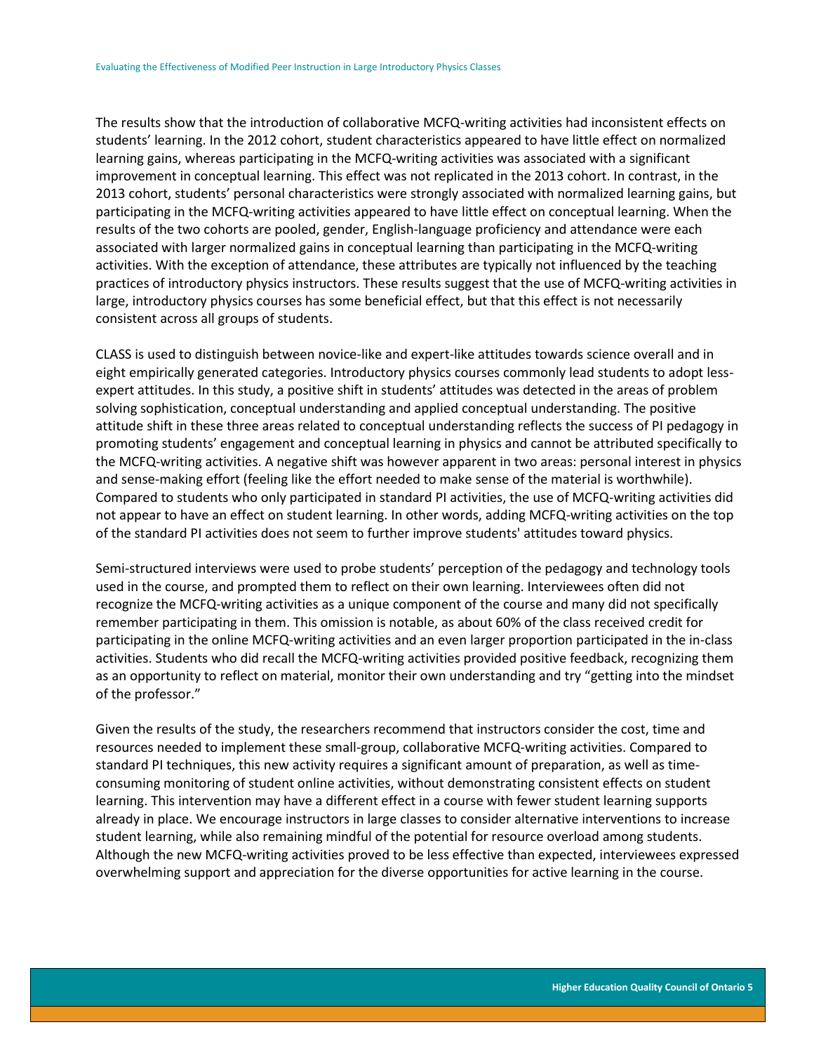The results show that the introduction of collaborative MCFQ-writing activities had inconsistent effects on students' learning. In the 2012 cohort, student characteristics appeared to have little effect on normalized learning gains, whereas participating in the MCFQ-writing activities was associated with a significant improvement in conceptual learning. This effect was not replicated in the 2013 cohort. In contrast, in the 2013 cohort, students' personal characteristics were strongly associated with normalized learning gains, but participating in the MCFQ-writing activities appeared to have little effect on conceptual learning. When the results of the two cohorts are pooled, gender, English-language proficiency and attendance were each associated with larger normalized gains in conceptual learning than participating in the MCFQ-writing activities. With the exception of attendance, these attributes are typically not influenced by the teaching practices of introductory physics instructors. These results suggest that the use of MCFQ-writing activities in large, introductory physics courses has some beneficial effect, but that this effect is not necessarily consistent across all groups of students.

CLASS is used to distinguish between novice-like and expert-like attitudes towards science overall and in eight empirically generated categories. Introductory physics courses commonly lead students to adopt less-expert attitudes. In this study, a positive shift in students' attitudes was detected in the areas of problem solving sophistication, conceptual understanding and applied conceptual understanding. The positive attitude shift in these three areas related to conceptual understanding reflects the success of PI pedagogy in promoting students' engagement and conceptual learning in physics and cannot be attributed specifically to the MCFQ-writing activities. A negative shift was however apparent in two areas: personal interest in physics and sense-making effort (feeling like the effort needed to make sense of the material is worthwhile). Compared to students who only participated in standard PI activities, the use of MCFQ-writing activities did not appear to have an effect on student learning. In other words, adding MCFQ-writing activities on the top of the standard PI activities does not seem to further improve students' attitudes toward physics.

Semi-structured interviews were used to probe students' perception of the pedagogy and technology tools used in the course, and prompted them to reflect on their own learning. Interviewees often did not recognize the MCFQ-writing activities as a unique component of the course and many did not specifically remember participating in them. This omission is notable, as about 60% of the class received credit for participating in the online MCFQ-writing activities and an even larger proportion participated in the in-class activities. Students who did recall the MCFQ-writing activities provided positive feedback, recognizing them as an opportunity to reflect on material, monitor their own understanding and try "getting into the mindset of the professor."

Given the results of the study, the researchers recommend that instructors consider the cost, time and resources needed to implement these small-group, collaborative MCFQ-writing activities. Compared to standard PI techniques, this new activity requires a significant amount of preparation, as well as time-consuming monitoring of student online activities, without demonstrating consistent effects on student learning. This intervention may have a different effect in a course with fewer student learning supports already in place. We encourage instructors in large classes to consider alternative interventions to increase student learning, while also remaining mindful of the potential for resource overload among students. Although the new MCFQ-writing activities proved to be less effective than expected, interviewees expressed overwhelming support and appreciation for the diverse opportunities for active learning in the course.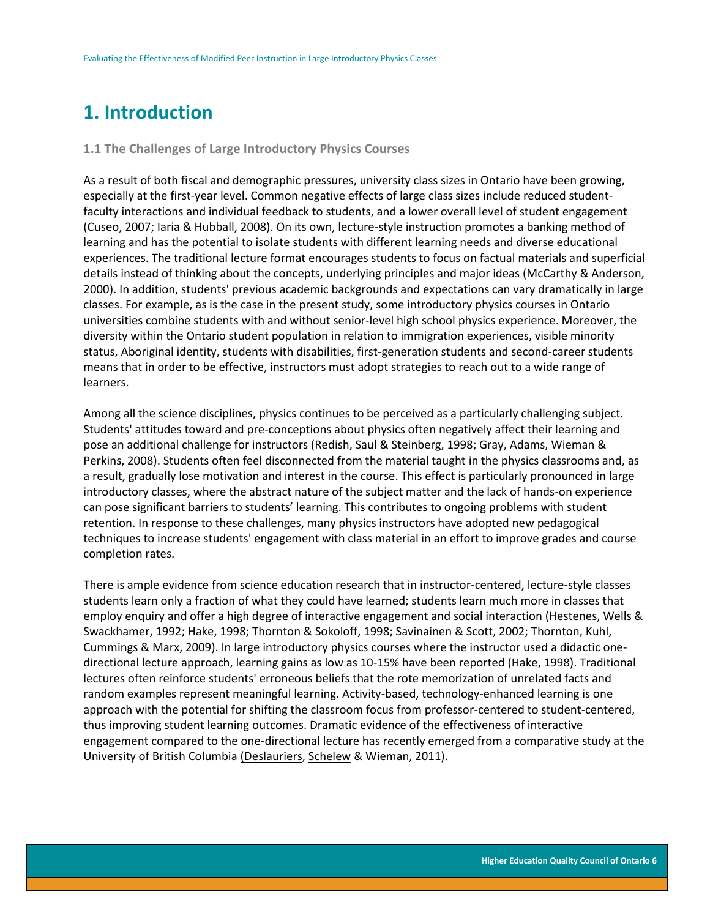# 1. Introduction

### 1.1 The Challenges of Large Introductory Physics Courses

As a result of both fiscal and demographic pressures, university class sizes in Ontario have been growing, especially at the first-year level. Common negative effects of large class sizes include reduced student-faculty interactions and individual feedback to students, and a lower overall level of student engagement (Cuseo, 2007; Iaria & Hubball, 2008). On its own, lecture-style instruction promotes a banking method of learning and has the potential to isolate students with different learning needs and diverse educational experiences. The traditional lecture format encourages students to focus on factual materials and superficial details instead of thinking about the concepts, underlying principles and major ideas (McCarthy & Anderson, 2000). In addition, students' previous academic backgrounds and expectations can vary dramatically in large classes. For example, as is the case in the present study, some introductory physics courses in Ontario universities combine students with and without senior-level high school physics experience. Moreover, the diversity within the Ontario student population in relation to immigration experiences, visible minority status, Aboriginal identity, students with disabilities, first-generation students and second-career students means that in order to be effective, instructors must adopt strategies to reach out to a wide range of learners.

Among all the science disciplines, physics continues to be perceived as a particularly challenging subject. Students' attitudes toward and pre-conceptions about physics often negatively affect their learning and pose an additional challenge for instructors (Redish, Saul & Steinberg, 1998; Gray, Adams, Wieman & Perkins, 2008). Students often feel disconnected from the material taught in the physics classrooms and, as a result, gradually lose motivation and interest in the course. This effect is particularly pronounced in large introductory classes, where the abstract nature of the subject matter and the lack of hands-on experience can pose significant barriers to students' learning. This contributes to ongoing problems with student retention. In response to these challenges, many physics instructors have adopted new pedagogical techniques to increase students' engagement with class material in an effort to improve grades and course completion rates.

There is ample evidence from science education research that in instructor-centered, lecture-style classes students learn only a fraction of what they could have learned; students learn much more in classes that employ enquiry and offer a high degree of interactive engagement and social interaction (Hestenes, Wells & Swackhamer, 1992; Hake, 1998; Thornton & Sokoloff, 1998; Savinainen & Scott, 2002; Thornton, Kuhl, Cummings & Marx, 2009). In large introductory physics courses where the instructor used a didactic one-directional lecture approach, learning gains as low as 10-15% have been reported (Hake, 1998). Traditional lectures often reinforce students' erroneous beliefs that the rote memorization of unrelated facts and random examples represent meaningful learning. Activity-based, technology-enhanced learning is one approach with the potential for shifting the classroom focus from professor-centered to student-centered, thus improving student learning outcomes. Dramatic evidence of the effectiveness of interactive engagement compared to the one-directional lecture has recently emerged from a comparative study at the University of British Columbia (Deslauriers, Schelew & Wieman, 2011).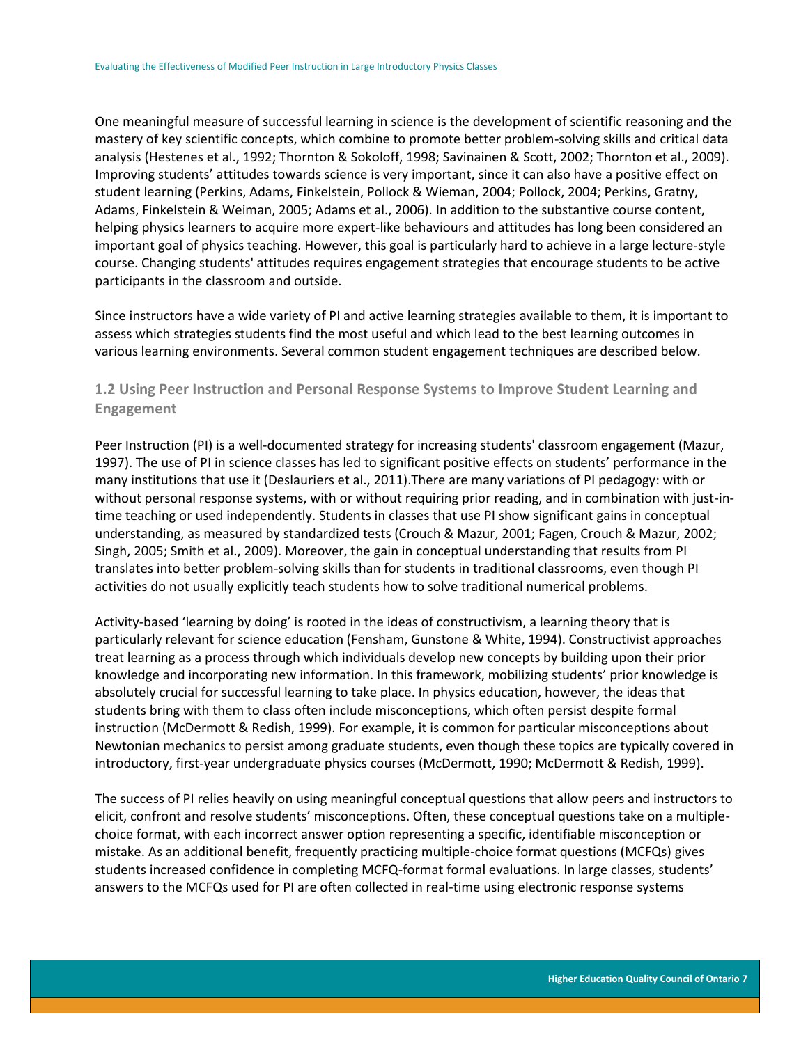One meaningful measure of successful learning in science is the development of scientific reasoning and the mastery of key scientific concepts, which combine to promote better problem-solving skills and critical data analysis (Hestenes et al., 1992; Thornton & Sokoloff, 1998; Savinainen & Scott, 2002; Thornton et al., 2009). Improving students' attitudes towards science is very important, since it can also have a positive effect on student learning (Perkins, Adams, Finkelstein, Pollock & Wieman, 2004; Pollock, 2004; Perkins, Gratny, Adams, Finkelstein & Weiman, 2005; Adams et al., 2006). In addition to the substantive course content, helping physics learners to acquire more expert-like behaviours and attitudes has long been considered an important goal of physics teaching. However, this goal is particularly hard to achieve in a large lecture-style course. Changing students' attitudes requires engagement strategies that encourage students to be active participants in the classroom and outside.

Since instructors have a wide variety of PI and active learning strategies available to them, it is important to assess which strategies students find the most useful and which lead to the best learning outcomes in various learning environments. Several common student engagement techniques are described below.

### 1.2 Using Peer Instruction and Personal Response Systems to Improve Student Learning and Engagement

Peer Instruction (PI) is a well-documented strategy for increasing students' classroom engagement (Mazur, 1997). The use of PI in science classes has led to significant positive effects on students' performance in the many institutions that use it (Deslauriers et al., 2011).There are many variations of PI pedagogy: with or without personal response systems, with or without requiring prior reading, and in combination with just-in-time teaching or used independently. Students in classes that use PI show significant gains in conceptual understanding, as measured by standardized tests (Crouch & Mazur, 2001; Fagen, Crouch & Mazur, 2002; Singh, 2005; Smith et al., 2009). Moreover, the gain in conceptual understanding that results from PI translates into better problem-solving skills than for students in traditional classrooms, even though PI activities do not usually explicitly teach students how to solve traditional numerical problems.

Activity-based 'learning by doing' is rooted in the ideas of constructivism, a learning theory that is particularly relevant for science education (Fensham, Gunstone & White, 1994). Constructivist approaches treat learning as a process through which individuals develop new concepts by building upon their prior knowledge and incorporating new information. In this framework, mobilizing students' prior knowledge is absolutely crucial for successful learning to take place. In physics education, however, the ideas that students bring with them to class often include misconceptions, which often persist despite formal instruction (McDermott & Redish, 1999). For example, it is common for particular misconceptions about Newtonian mechanics to persist among graduate students, even though these topics are typically covered in introductory, first-year undergraduate physics courses (McDermott, 1990; McDermott & Redish, 1999).

The success of PI relies heavily on using meaningful conceptual questions that allow peers and instructors to elicit, confront and resolve students' misconceptions. Often, these conceptual questions take on a multiple-choice format, with each incorrect answer option representing a specific, identifiable misconception or mistake. As an additional benefit, frequently practicing multiple-choice format questions (MCFQs) gives students increased confidence in completing MCFQ-format formal evaluations. In large classes, students' answers to the MCFQs used for PI are often collected in real-time using electronic response systems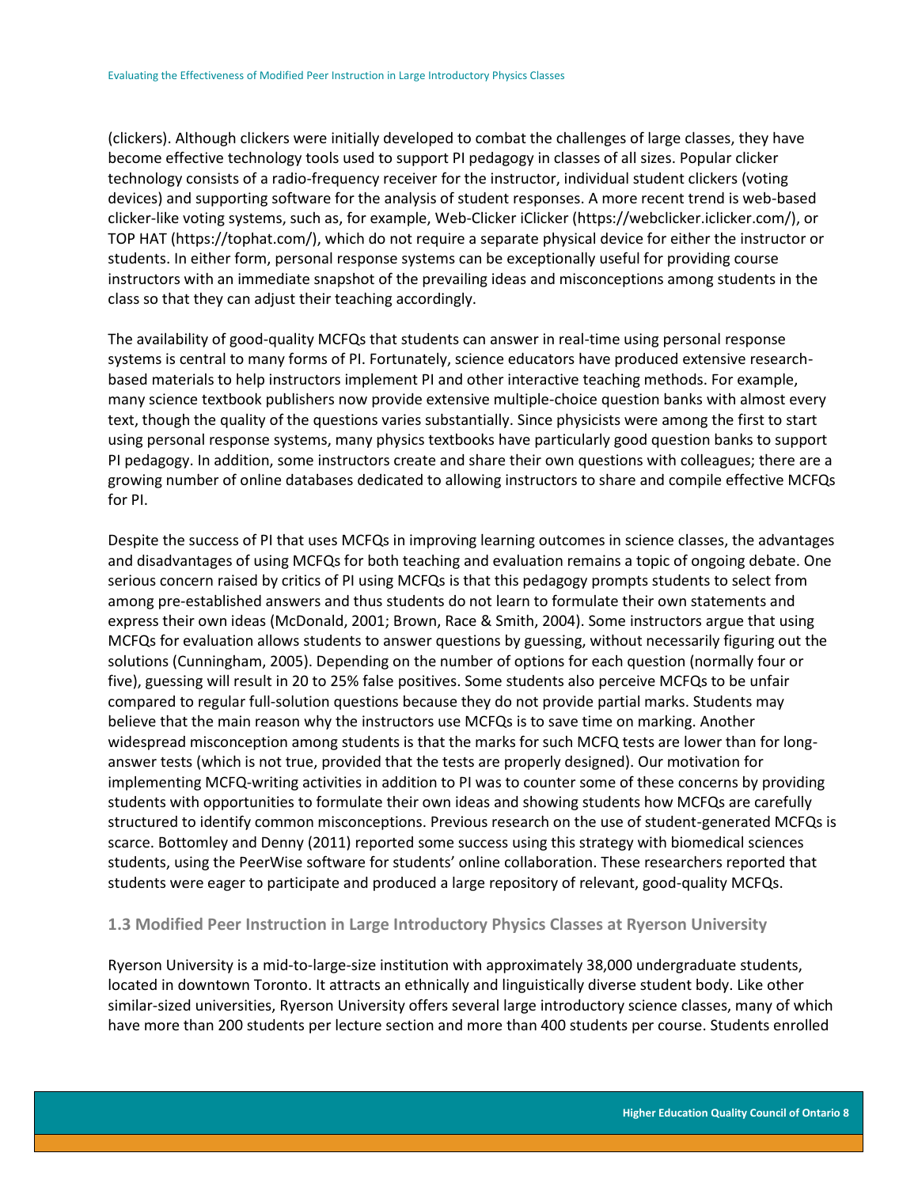(clickers). Although clickers were initially developed to combat the challenges of large classes, they have become effective technology tools used to support PI pedagogy in classes of all sizes. Popular clicker technology consists of a radio-frequency receiver for the instructor, individual student clickers (voting devices) and supporting software for the analysis of student responses. A more recent trend is web-based clicker-like voting systems, such as, for example, Web-Clicker iClicker (https://webclicker.iclicker.com/), or TOP HAT (https://tophat.com/), which do not require a separate physical device for either the instructor or students. In either form, personal response systems can be exceptionally useful for providing course instructors with an immediate snapshot of the prevailing ideas and misconceptions among students in the class so that they can adjust their teaching accordingly.

The availability of good-quality MCFQs that students can answer in real-time using personal response systems is central to many forms of PI. Fortunately, science educators have produced extensive research-based materials to help instructors implement PI and other interactive teaching methods. For example, many science textbook publishers now provide extensive multiple-choice question banks with almost every text, though the quality of the questions varies substantially. Since physicists were among the first to start using personal response systems, many physics textbooks have particularly good question banks to support PI pedagogy. In addition, some instructors create and share their own questions with colleagues; there are a growing number of online databases dedicated to allowing instructors to share and compile effective MCFQs for PI.

Despite the success of PI that uses MCFQs in improving learning outcomes in science classes, the advantages and disadvantages of using MCFQs for both teaching and evaluation remains a topic of ongoing debate. One serious concern raised by critics of PI using MCFQs is that this pedagogy prompts students to select from among pre-established answers and thus students do not learn to formulate their own statements and express their own ideas (McDonald, 2001; Brown, Race & Smith, 2004). Some instructors argue that using MCFQs for evaluation allows students to answer questions by guessing, without necessarily figuring out the solutions (Cunningham, 2005). Depending on the number of options for each question (normally four or five), guessing will result in 20 to 25% false positives. Some students also perceive MCFQs to be unfair compared to regular full-solution questions because they do not provide partial marks. Students may believe that the main reason why the instructors use MCFQs is to save time on marking. Another widespread misconception among students is that the marks for such MCFQ tests are lower than for long-answer tests (which is not true, provided that the tests are properly designed). Our motivation for implementing MCFQ-writing activities in addition to PI was to counter some of these concerns by providing students with opportunities to formulate their own ideas and showing students how MCFQs are carefully structured to identify common misconceptions. Previous research on the use of student-generated MCFQs is scarce. Bottomley and Denny (2011) reported some success using this strategy with biomedical sciences students, using the PeerWise software for students' online collaboration. These researchers reported that students were eager to participate and produced a large repository of relevant, good-quality MCFQs.

### 1.3 Modified Peer Instruction in Large Introductory Physics Classes at Ryerson University

Ryerson University is a mid-to-large-size institution with approximately 38,000 undergraduate students, located in downtown Toronto. It attracts an ethnically and linguistically diverse student body. Like other similar-sized universities, Ryerson University offers several large introductory science classes, many of which have more than 200 students per lecture section and more than 400 students per course. Students enrolled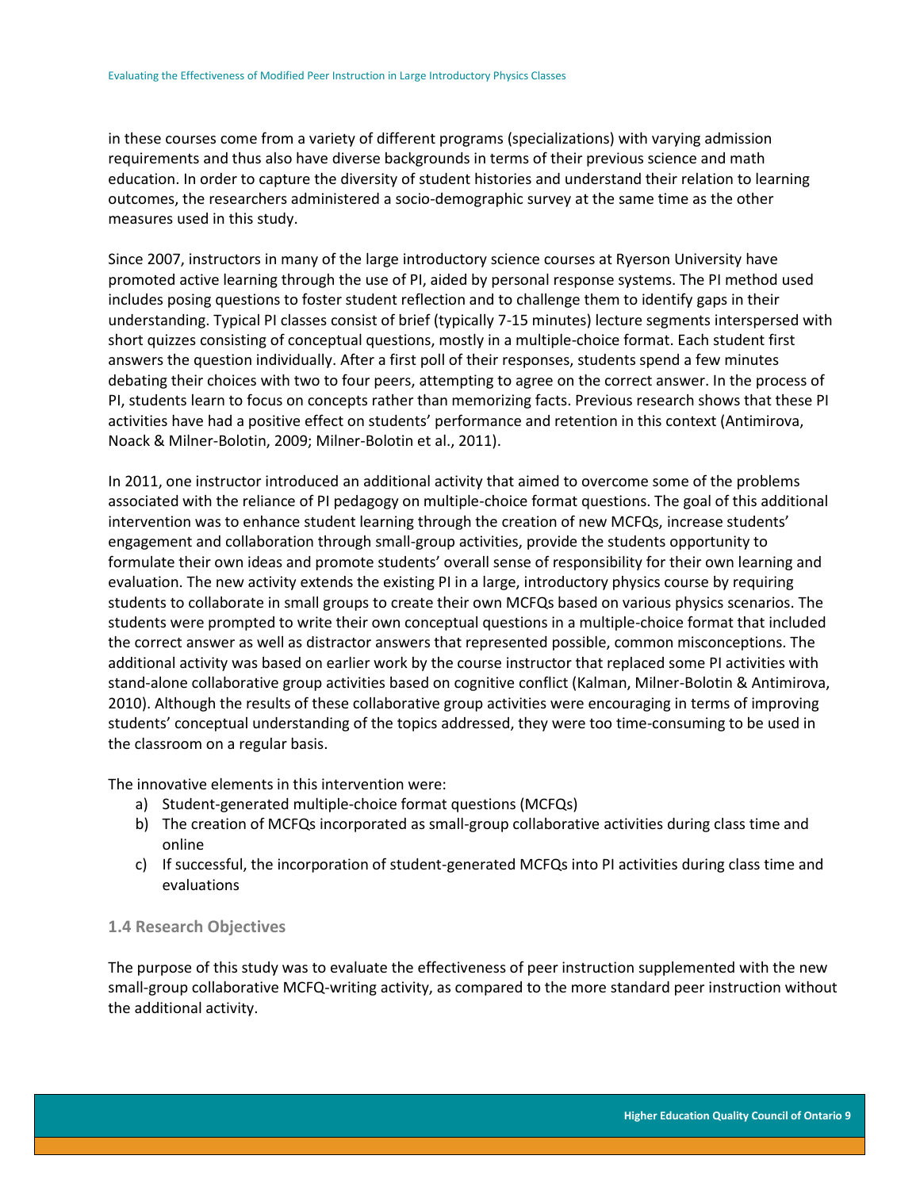in these courses come from a variety of different programs (specializations) with varying admission requirements and thus also have diverse backgrounds in terms of their previous science and math education. In order to capture the diversity of student histories and understand their relation to learning outcomes, the researchers administered a socio-demographic survey at the same time as the other measures used in this study.

Since 2007, instructors in many of the large introductory science courses at Ryerson University have promoted active learning through the use of PI, aided by personal response systems. The PI method used includes posing questions to foster student reflection and to challenge them to identify gaps in their understanding. Typical PI classes consist of brief (typically 7-15 minutes) lecture segments interspersed with short quizzes consisting of conceptual questions, mostly in a multiple-choice format. Each student first answers the question individually. After a first poll of their responses, students spend a few minutes debating their choices with two to four peers, attempting to agree on the correct answer. In the process of PI, students learn to focus on concepts rather than memorizing facts. Previous research shows that these PI activities have had a positive effect on students' performance and retention in this context (Antimirova, Noack & Milner-Bolotin, 2009; Milner-Bolotin et al., 2011).

In 2011, one instructor introduced an additional activity that aimed to overcome some of the problems associated with the reliance of PI pedagogy on multiple-choice format questions. The goal of this additional intervention was to enhance student learning through the creation of new MCFQs, increase students' engagement and collaboration through small-group activities, provide the students opportunity to formulate their own ideas and promote students' overall sense of responsibility for their own learning and evaluation. The new activity extends the existing PI in a large, introductory physics course by requiring students to collaborate in small groups to create their own MCFQs based on various physics scenarios. The students were prompted to write their own conceptual questions in a multiple-choice format that included the correct answer as well as distractor answers that represented possible, common misconceptions. The additional activity was based on earlier work by the course instructor that replaced some PI activities with stand-alone collaborative group activities based on cognitive conflict (Kalman, Milner-Bolotin & Antimirova, 2010). Although the results of these collaborative group activities were encouraging in terms of improving students' conceptual understanding of the topics addressed, they were too time-consuming to be used in the classroom on a regular basis.

The innovative elements in this intervention were:

a) Student-generated multiple-choice format questions (MCFQs)
b) The creation of MCFQs incorporated as small-group collaborative activities during class time and online
c) If successful, the incorporation of student-generated MCFQs into PI activities during class time and evaluations

### 1.4 Research Objectives

The purpose of this study was to evaluate the effectiveness of peer instruction supplemented with the new small-group collaborative MCFQ-writing activity, as compared to the more standard peer instruction without the additional activity.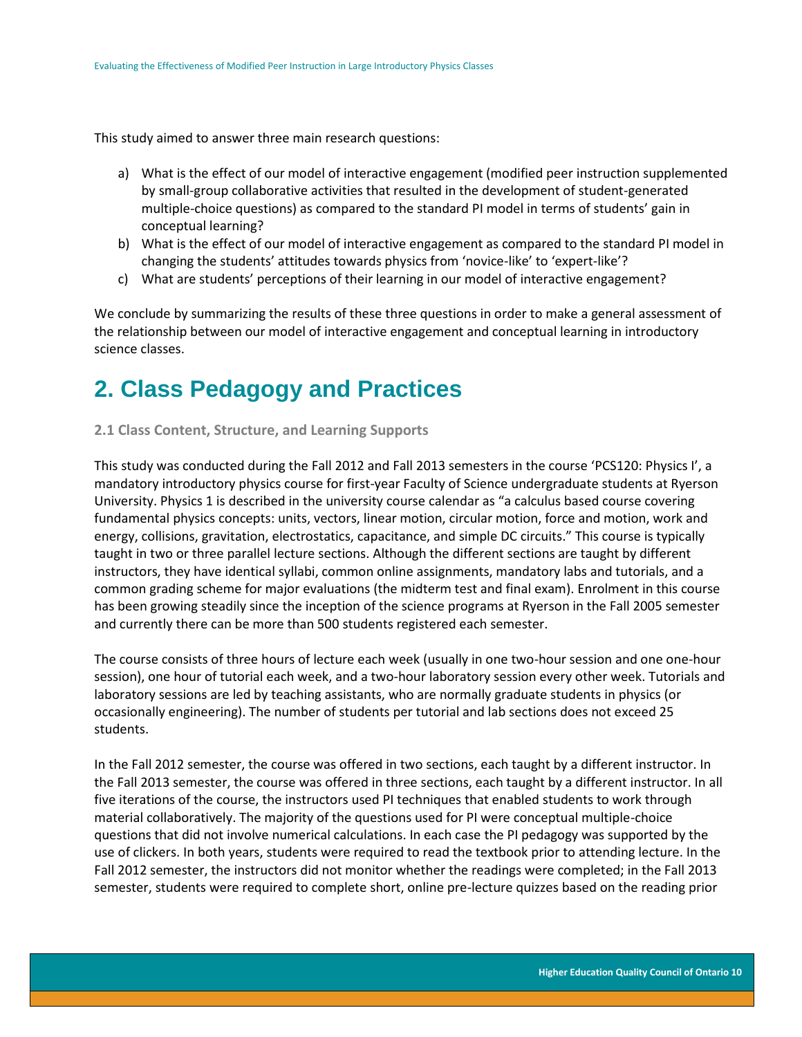This study aimed to answer three main research questions:

a) What is the effect of our model of interactive engagement (modified peer instruction supplemented by small-group collaborative activities that resulted in the development of student-generated multiple-choice questions) as compared to the standard PI model in terms of students' gain in conceptual learning?
b) What is the effect of our model of interactive engagement as compared to the standard PI model in changing the students' attitudes towards physics from 'novice-like' to 'expert-like'?
c) What are students' perceptions of their learning in our model of interactive engagement?

We conclude by summarizing the results of these three questions in order to make a general assessment of the relationship between our model of interactive engagement and conceptual learning in introductory science classes.

# 2. Class Pedagogy and Practices

### 2.1 Class Content, Structure, and Learning Supports

This study was conducted during the Fall 2012 and Fall 2013 semesters in the course 'PCS120: Physics I', a mandatory introductory physics course for first-year Faculty of Science undergraduate students at Ryerson University. Physics 1 is described in the university course calendar as "a calculus based course covering fundamental physics concepts: units, vectors, linear motion, circular motion, force and motion, work and energy, collisions, gravitation, electrostatics, capacitance, and simple DC circuits." This course is typically taught in two or three parallel lecture sections. Although the different sections are taught by different instructors, they have identical syllabi, common online assignments, mandatory labs and tutorials, and a common grading scheme for major evaluations (the midterm test and final exam). Enrolment in this course has been growing steadily since the inception of the science programs at Ryerson in the Fall 2005 semester and currently there can be more than 500 students registered each semester.

The course consists of three hours of lecture each week (usually in one two-hour session and one one-hour session), one hour of tutorial each week, and a two-hour laboratory session every other week. Tutorials and laboratory sessions are led by teaching assistants, who are normally graduate students in physics (or occasionally engineering). The number of students per tutorial and lab sections does not exceed 25 students.

In the Fall 2012 semester, the course was offered in two sections, each taught by a different instructor. In the Fall 2013 semester, the course was offered in three sections, each taught by a different instructor. In all five iterations of the course, the instructors used PI techniques that enabled students to work through material collaboratively. The majority of the questions used for PI were conceptual multiple-choice questions that did not involve numerical calculations. In each case the PI pedagogy was supported by the use of clickers. In both years, students were required to read the textbook prior to attending lecture. In the Fall 2012 semester, the instructors did not monitor whether the readings were completed; in the Fall 2013 semester, students were required to complete short, online pre-lecture quizzes based on the reading prior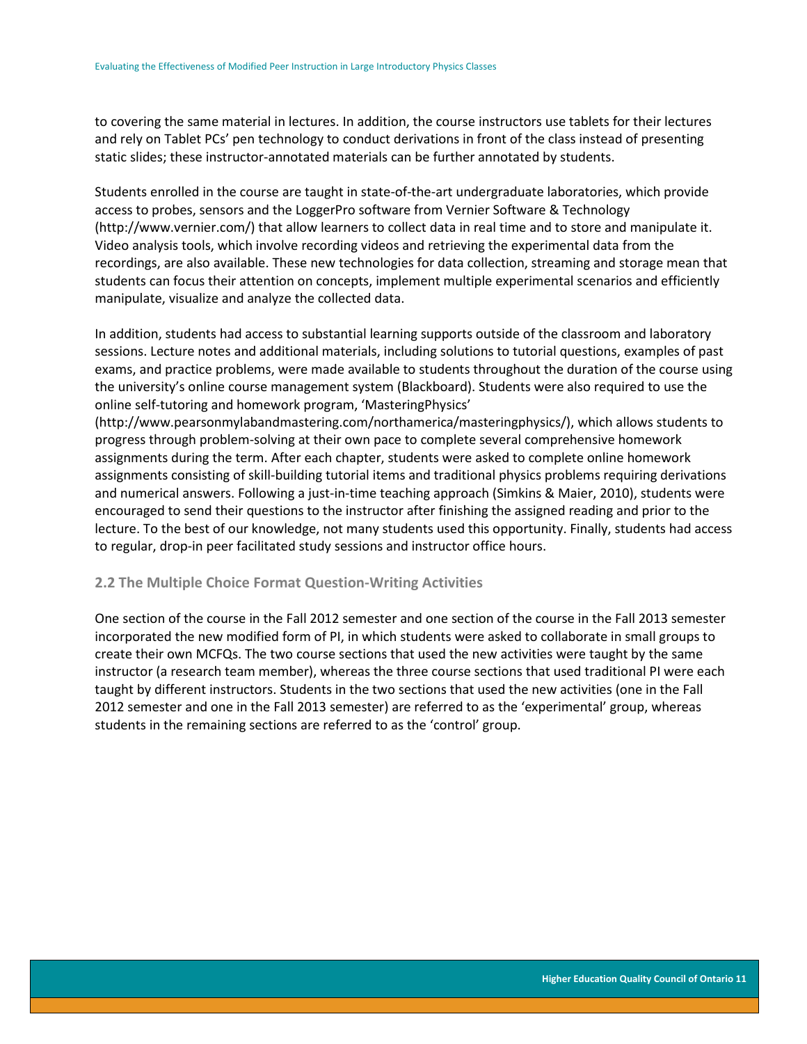to covering the same material in lectures. In addition, the course instructors use tablets for their lectures and rely on Tablet PCs' pen technology to conduct derivations in front of the class instead of presenting static slides; these instructor-annotated materials can be further annotated by students.

Students enrolled in the course are taught in state-of-the-art undergraduate laboratories, which provide access to probes, sensors and the LoggerPro software from Vernier Software & Technology (http://www.vernier.com/) that allow learners to collect data in real time and to store and manipulate it. Video analysis tools, which involve recording videos and retrieving the experimental data from the recordings, are also available. These new technologies for data collection, streaming and storage mean that students can focus their attention on concepts, implement multiple experimental scenarios and efficiently manipulate, visualize and analyze the collected data.

In addition, students had access to substantial learning supports outside of the classroom and laboratory sessions. Lecture notes and additional materials, including solutions to tutorial questions, examples of past exams, and practice problems, were made available to students throughout the duration of the course using the university's online course management system (Blackboard). Students were also required to use the online self-tutoring and homework program, 'MasteringPhysics' (http://www.pearsonmylabandmastering.com/northamerica/masteringphysics/), which allows students to progress through problem-solving at their own pace to complete several comprehensive homework assignments during the term. After each chapter, students were asked to complete online homework assignments consisting of skill-building tutorial items and traditional physics problems requiring derivations and numerical answers. Following a just-in-time teaching approach (Simkins & Maier, 2010), students were encouraged to send their questions to the instructor after finishing the assigned reading and prior to the lecture. To the best of our knowledge, not many students used this opportunity. Finally, students had access to regular, drop-in peer facilitated study sessions and instructor office hours.

## 2.2 The Multiple Choice Format Question-Writing Activities

One section of the course in the Fall 2012 semester and one section of the course in the Fall 2013 semester incorporated the new modified form of PI, in which students were asked to collaborate in small groups to create their own MCFQs. The two course sections that used the new activities were taught by the same instructor (a research team member), whereas the three course sections that used traditional PI were each taught by different instructors. Students in the two sections that used the new activities (one in the Fall 2012 semester and one in the Fall 2013 semester) are referred to as the 'experimental' group, whereas students in the remaining sections are referred to as the 'control' group.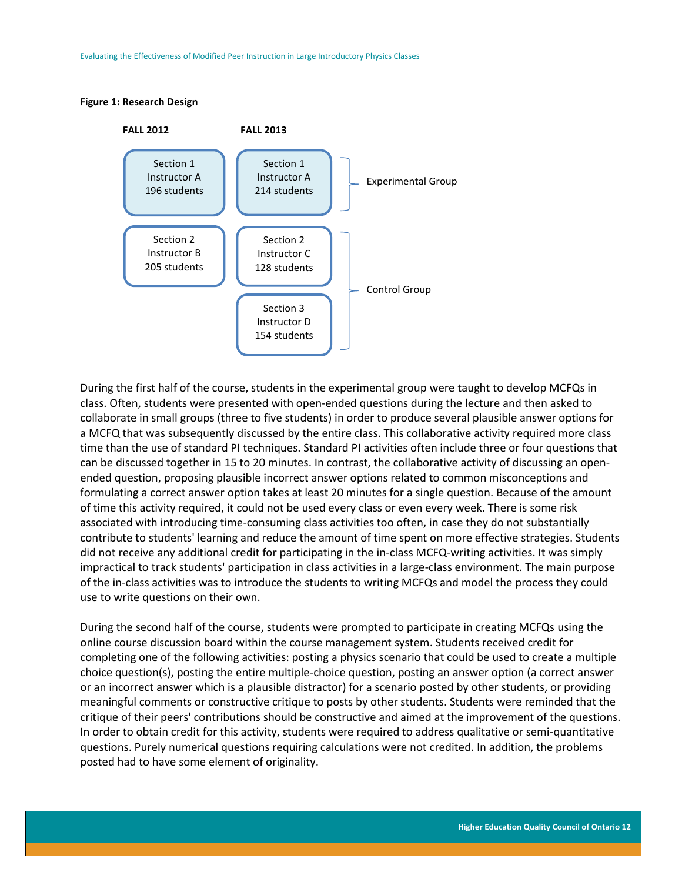**Figure 1: Research Design**

| FALL 2012 | FALL 2013 | |
|---|---|---|
| Section 1<br>Instructor A<br>196 students | Section 1<br>Instructor A<br>214 students | Experimental Group |
| Section 2<br>Instructor B<br>205 students | Section 2<br>Instructor C<br>128 students | Control Group |
| | Section 3<br>Instructor D<br>154 students | Control Group |

During the first half of the course, students in the experimental group were taught to develop MCFQs in class. Often, students were presented with open-ended questions during the lecture and then asked to collaborate in small groups (three to five students) in order to produce several plausible answer options for a MCFQ that was subsequently discussed by the entire class. This collaborative activity required more class time than the use of standard PI techniques. Standard PI activities often include three or four questions that can be discussed together in 15 to 20 minutes. In contrast, the collaborative activity of discussing an open-ended question, proposing plausible incorrect answer options related to common misconceptions and formulating a correct answer option takes at least 20 minutes for a single question. Because of the amount of time this activity required, it could not be used every class or even every week. There is some risk associated with introducing time-consuming class activities too often, in case they do not substantially contribute to students' learning and reduce the amount of time spent on more effective strategies. Students did not receive any additional credit for participating in the in-class MCFQ-writing activities. It was simply impractical to track students' participation in class activities in a large-class environment. The main purpose of the in-class activities was to introduce the students to writing MCFQs and model the process they could use to write questions on their own.

During the second half of the course, students were prompted to participate in creating MCFQs using the online course discussion board within the course management system. Students received credit for completing one of the following activities: posting a physics scenario that could be used to create a multiple choice question(s), posting the entire multiple-choice question, posting an answer option (a correct answer or an incorrect answer which is a plausible distractor) for a scenario posted by other students, or providing meaningful comments or constructive critique to posts by other students. Students were reminded that the critique of their peers' contributions should be constructive and aimed at the improvement of the questions. In order to obtain credit for this activity, students were required to address qualitative or semi-quantitative questions. Purely numerical questions requiring calculations were not credited. In addition, the problems posted had to have some element of originality.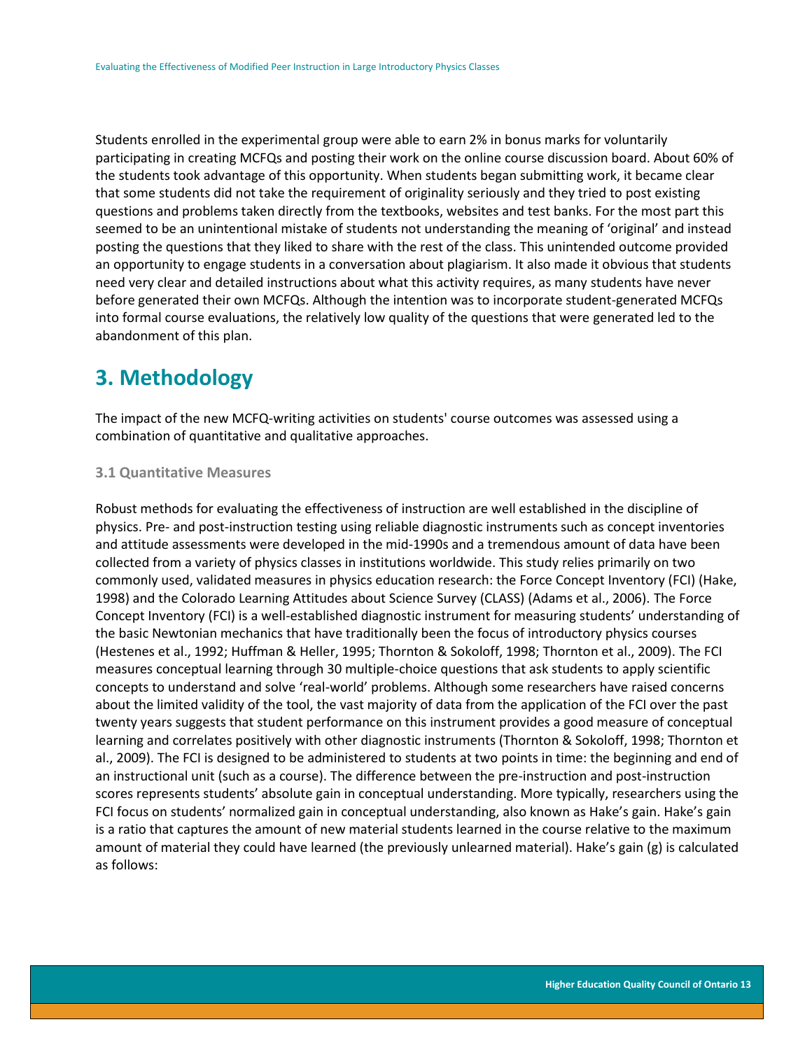Students enrolled in the experimental group were able to earn 2% in bonus marks for voluntarily participating in creating MCFQs and posting their work on the online course discussion board. About 60% of the students took advantage of this opportunity. When students began submitting work, it became clear that some students did not take the requirement of originality seriously and they tried to post existing questions and problems taken directly from the textbooks, websites and test banks. For the most part this seemed to be an unintentional mistake of students not understanding the meaning of 'original' and instead posting the questions that they liked to share with the rest of the class. This unintended outcome provided an opportunity to engage students in a conversation about plagiarism. It also made it obvious that students need very clear and detailed instructions about what this activity requires, as many students have never before generated their own MCFQs. Although the intention was to incorporate student-generated MCFQs into formal course evaluations, the relatively low quality of the questions that were generated led to the abandonment of this plan.

# 3. Methodology

The impact of the new MCFQ-writing activities on students' course outcomes was assessed using a combination of quantitative and qualitative approaches.

### 3.1 Quantitative Measures

Robust methods for evaluating the effectiveness of instruction are well established in the discipline of physics. Pre- and post-instruction testing using reliable diagnostic instruments such as concept inventories and attitude assessments were developed in the mid-1990s and a tremendous amount of data have been collected from a variety of physics classes in institutions worldwide. This study relies primarily on two commonly used, validated measures in physics education research: the Force Concept Inventory (FCI) (Hake, 1998) and the Colorado Learning Attitudes about Science Survey (CLASS) (Adams et al., 2006). The Force Concept Inventory (FCI) is a well-established diagnostic instrument for measuring students' understanding of the basic Newtonian mechanics that have traditionally been the focus of introductory physics courses (Hestenes et al., 1992; Huffman & Heller, 1995; Thornton & Sokoloff, 1998; Thornton et al., 2009). The FCI measures conceptual learning through 30 multiple-choice questions that ask students to apply scientific concepts to understand and solve 'real-world' problems. Although some researchers have raised concerns about the limited validity of the tool, the vast majority of data from the application of the FCI over the past twenty years suggests that student performance on this instrument provides a good measure of conceptual learning and correlates positively with other diagnostic instruments (Thornton & Sokoloff, 1998; Thornton et al., 2009). The FCI is designed to be administered to students at two points in time: the beginning and end of an instructional unit (such as a course). The difference between the pre-instruction and post-instruction scores represents students' absolute gain in conceptual understanding. More typically, researchers using the FCI focus on students' normalized gain in conceptual understanding, also known as Hake's gain. Hake's gain is a ratio that captures the amount of new material students learned in the course relative to the maximum amount of material they could have learned (the previously unlearned material). Hake's gain ($g$) is calculated as follows: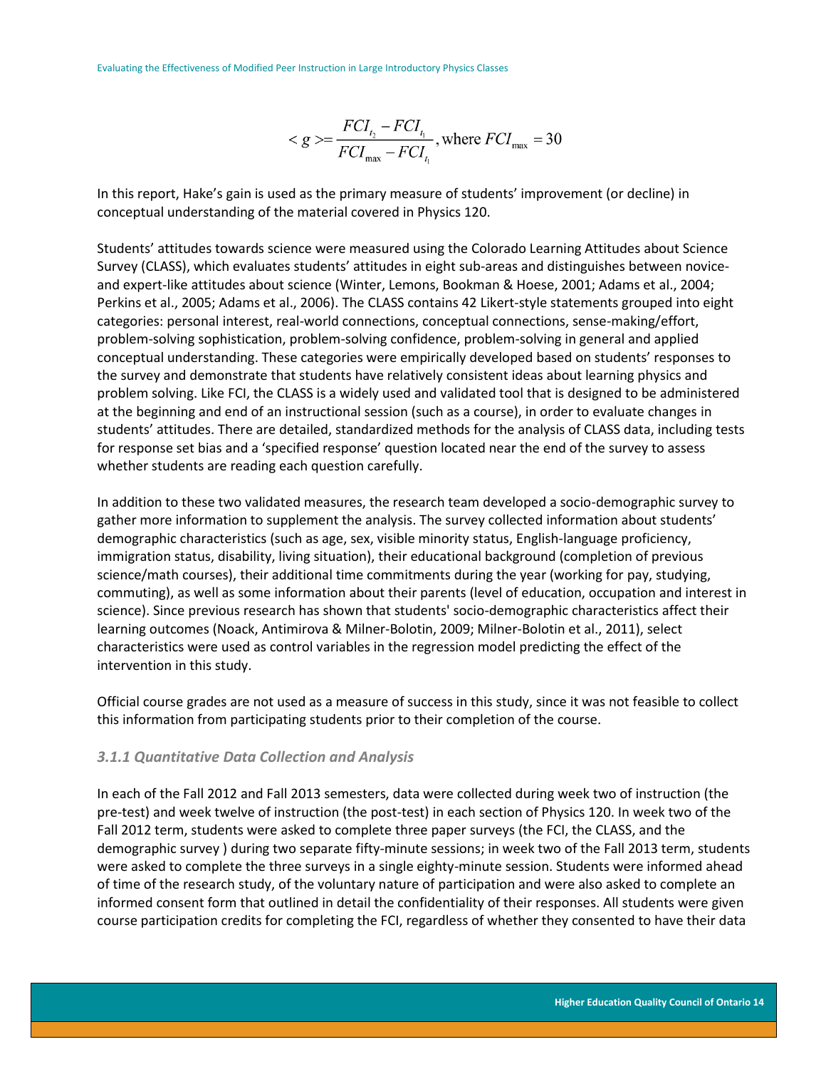$$< g >= \frac{FCI_{t_2} - FCI_{t_1}}{FCI_{max} - FCI_{t_1}}, \text{where } FCI_{max} = 30$$

In this report, Hake's gain is used as the primary measure of students' improvement (or decline) in conceptual understanding of the material covered in Physics 120.

Students' attitudes towards science were measured using the Colorado Learning Attitudes about Science Survey (CLASS), which evaluates students' attitudes in eight sub-areas and distinguishes between novice- and expert-like attitudes about science (Winter, Lemons, Bookman & Hoese, 2001; Adams et al., 2004; Perkins et al., 2005; Adams et al., 2006). The CLASS contains 42 Likert-style statements grouped into eight categories: personal interest, real-world connections, conceptual connections, sense-making/effort, problem-solving sophistication, problem-solving confidence, problem-solving in general and applied conceptual understanding. These categories were empirically developed based on students' responses to the survey and demonstrate that students have relatively consistent ideas about learning physics and problem solving. Like FCI, the CLASS is a widely used and validated tool that is designed to be administered at the beginning and end of an instructional session (such as a course), in order to evaluate changes in students' attitudes. There are detailed, standardized methods for the analysis of CLASS data, including tests for response set bias and a 'specified response' question located near the end of the survey to assess whether students are reading each question carefully.

In addition to these two validated measures, the research team developed a socio-demographic survey to gather more information to supplement the analysis. The survey collected information about students' demographic characteristics (such as age, sex, visible minority status, English-language proficiency, immigration status, disability, living situation), their educational background (completion of previous science/math courses), their additional time commitments during the year (working for pay, studying, commuting), as well as some information about their parents (level of education, occupation and interest in science). Since previous research has shown that students' socio-demographic characteristics affect their learning outcomes (Noack, Antimirova & Milner-Bolotin, 2009; Milner-Bolotin et al., 2011), select characteristics were used as control variables in the regression model predicting the effect of the intervention in this study.

Official course grades are not used as a measure of success in this study, since it was not feasible to collect this information from participating students prior to their completion of the course.

### *3.1.1 Quantitative Data Collection and Analysis*

In each of the Fall 2012 and Fall 2013 semesters, data were collected during week two of instruction (the pre-test) and week twelve of instruction (the post-test) in each section of Physics 120. In week two of the Fall 2012 term, students were asked to complete three paper surveys (the FCI, the CLASS, and the demographic survey ) during two separate fifty-minute sessions; in week two of the Fall 2013 term, students were asked to complete the three surveys in a single eighty-minute session. Students were informed ahead of time of the research study, of the voluntary nature of participation and were also asked to complete an informed consent form that outlined in detail the confidentiality of their responses. All students were given course participation credits for completing the FCI, regardless of whether they consented to have their data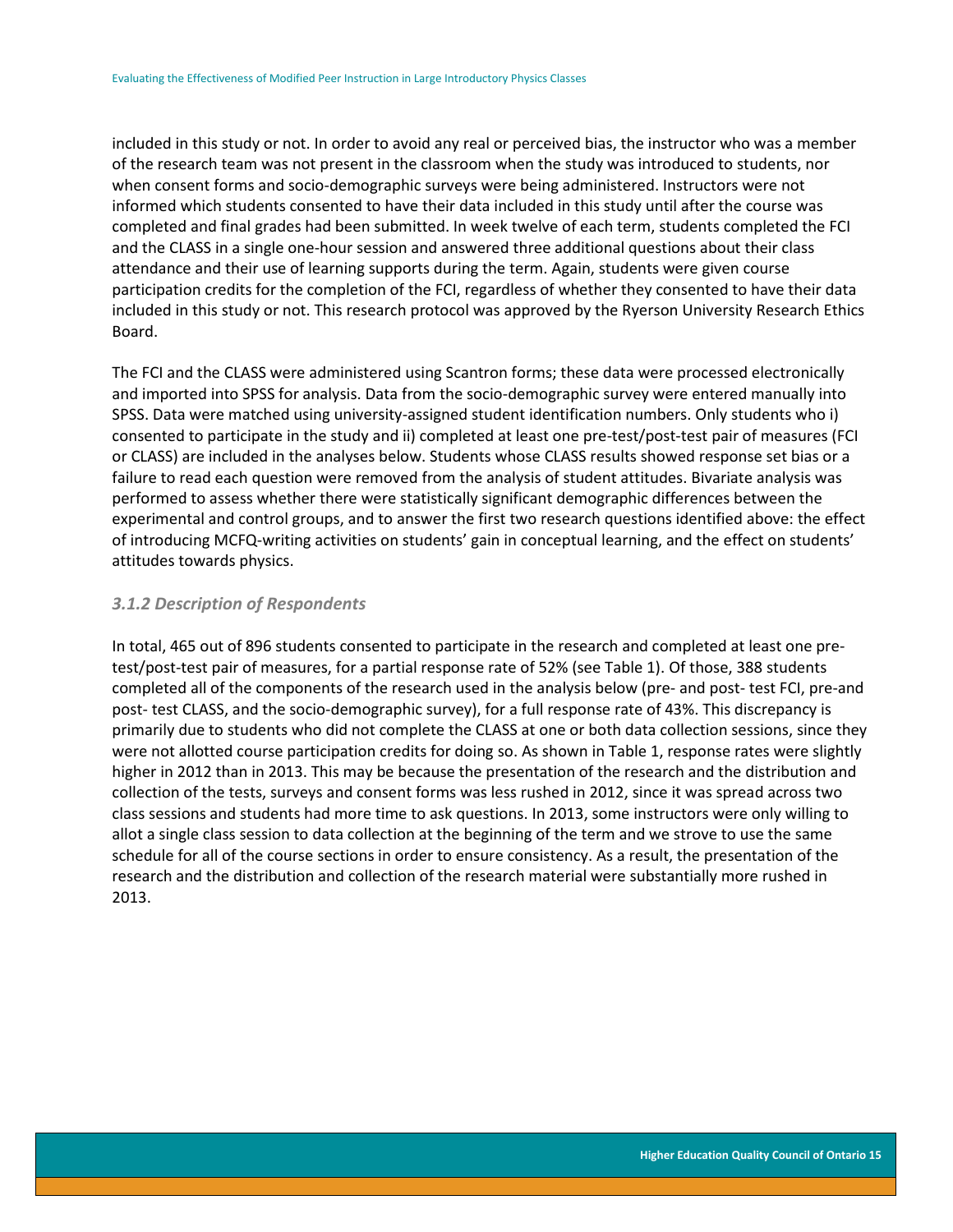included in this study or not. In order to avoid any real or perceived bias, the instructor who was a member of the research team was not present in the classroom when the study was introduced to students, nor when consent forms and socio-demographic surveys were being administered. Instructors were not informed which students consented to have their data included in this study until after the course was completed and final grades had been submitted. In week twelve of each term, students completed the FCI and the CLASS in a single one-hour session and answered three additional questions about their class attendance and their use of learning supports during the term. Again, students were given course participation credits for the completion of the FCI, regardless of whether they consented to have their data included in this study or not. This research protocol was approved by the Ryerson University Research Ethics Board.

The FCI and the CLASS were administered using Scantron forms; these data were processed electronically and imported into SPSS for analysis. Data from the socio-demographic survey were entered manually into SPSS. Data were matched using university-assigned student identification numbers. Only students who i) consented to participate in the study and ii) completed at least one pre-test/post-test pair of measures (FCI or CLASS) are included in the analyses below. Students whose CLASS results showed response set bias or a failure to read each question were removed from the analysis of student attitudes. Bivariate analysis was performed to assess whether there were statistically significant demographic differences between the experimental and control groups, and to answer the first two research questions identified above: the effect of introducing MCFQ-writing activities on students' gain in conceptual learning, and the effect on students' attitudes towards physics.

### *3.1.2 Description of Respondents*

In total, 465 out of 896 students consented to participate in the research and completed at least one pre-test/post-test pair of measures, for a partial response rate of 52% (see Table 1). Of those, 388 students completed all of the components of the research used in the analysis below (pre- and post- test FCI, pre-and post- test CLASS, and the socio-demographic survey), for a full response rate of 43%. This discrepancy is primarily due to students who did not complete the CLASS at one or both data collection sessions, since they were not allotted course participation credits for doing so. As shown in Table 1, response rates were slightly higher in 2012 than in 2013. This may be because the presentation of the research and the distribution and collection of the tests, surveys and consent forms was less rushed in 2012, since it was spread across two class sessions and students had more time to ask questions. In 2013, some instructors were only willing to allot a single class session to data collection at the beginning of the term and we strove to use the same schedule for all of the course sections in order to ensure consistency. As a result, the presentation of the research and the distribution and collection of the research material were substantially more rushed in 2013.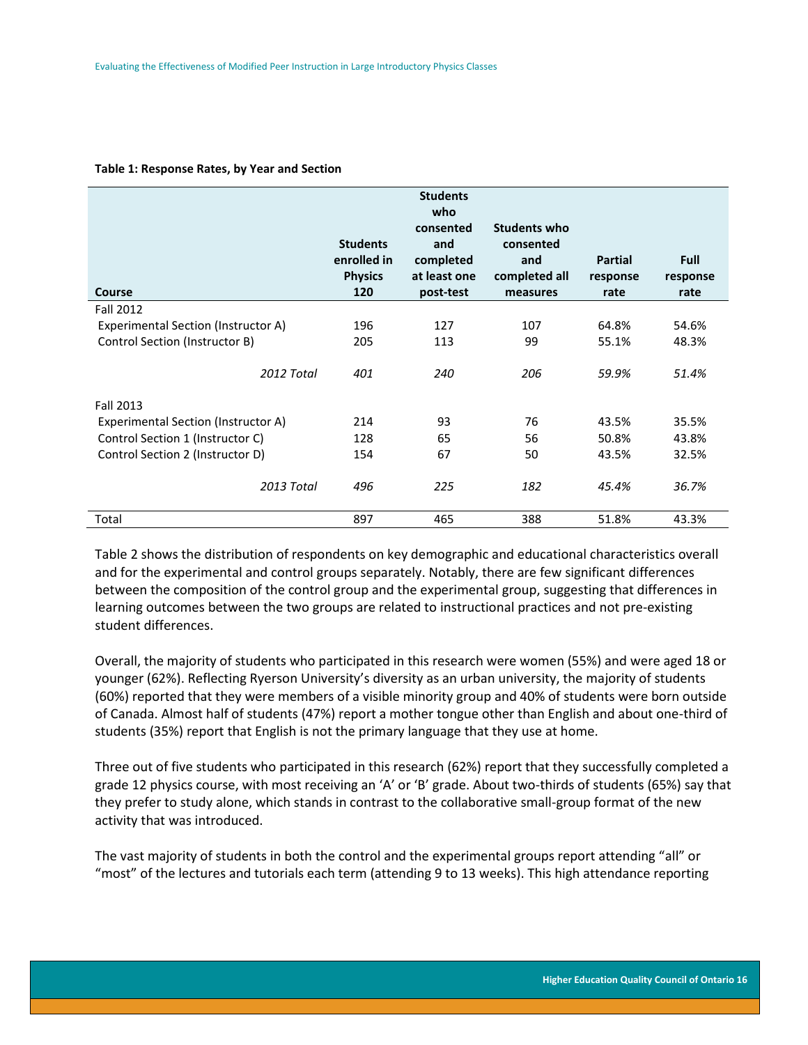**Table 1: Response Rates, by Year and Section**

| Course | Students enrolled in Physics 120 | Students who consented and completed at least one post-test | Students who consented and completed all measures | Partial response rate | Full response rate |
|---|---|---|---|---|---|
| Fall 2012 | | | | | |
| Experimental Section (Instructor A) | 196 | 127 | 107 | 64.8% | 54.6% |
| Control Section (Instructor B) | 205 | 113 | 99 | 55.1% | 48.3% |
| *2012 Total* | *401* | *240* | *206* | *59.9%* | *51.4%* |
| Fall 2013 | | | | | |
| Experimental Section (Instructor A) | 214 | 93 | 76 | 43.5% | 35.5% |
| Control Section 1 (Instructor C) | 128 | 65 | 56 | 50.8% | 43.8% |
| Control Section 2 (Instructor D) | 154 | 67 | 50 | 43.5% | 32.5% |
| *2013 Total* | *496* | *225* | *182* | *45.4%* | *36.7%* |
| Total | 897 | 465 | 388 | 51.8% | 43.3% |

Table 2 shows the distribution of respondents on key demographic and educational characteristics overall and for the experimental and control groups separately. Notably, there are few significant differences between the composition of the control group and the experimental group, suggesting that differences in learning outcomes between the two groups are related to instructional practices and not pre-existing student differences.

Overall, the majority of students who participated in this research were women (55%) and were aged 18 or younger (62%). Reflecting Ryerson University's diversity as an urban university, the majority of students (60%) reported that they were members of a visible minority group and 40% of students were born outside of Canada. Almost half of students (47%) report a mother tongue other than English and about one-third of students (35%) report that English is not the primary language that they use at home.

Three out of five students who participated in this research (62%) report that they successfully completed a grade 12 physics course, with most receiving an 'A' or 'B' grade. About two-thirds of students (65%) say that they prefer to study alone, which stands in contrast to the collaborative small-group format of the new activity that was introduced.

The vast majority of students in both the control and the experimental groups report attending "all" or "most" of the lectures and tutorials each term (attending 9 to 13 weeks). This high attendance reporting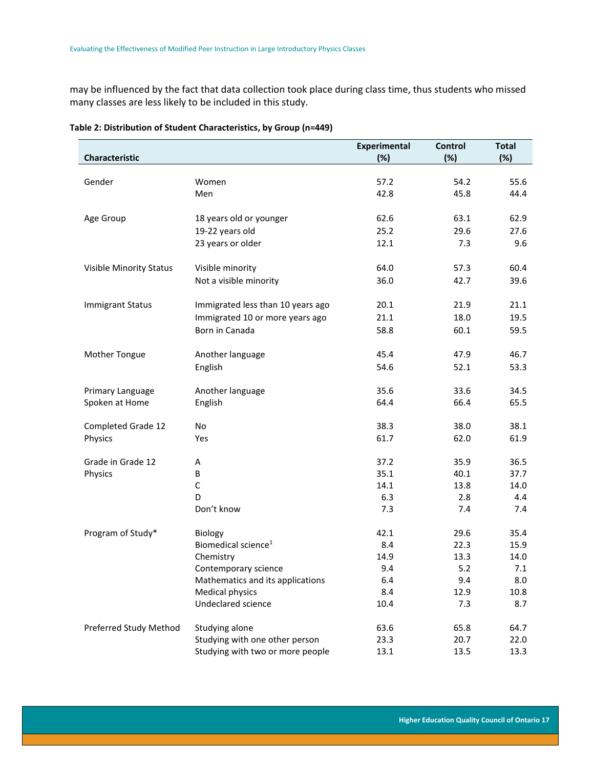may be influenced by the fact that data collection took place during class time, thus students who missed many classes are less likely to be included in this study.

**Table 2: Distribution of Student Characteristics, by Group (n=449)**

| Characteristic | | Experimental (%) | Control (%) | Total (%) |
|---|---|---|---|---|
| Gender | Women | 57.2 | 54.2 | 55.6 |
| | Men | 42.8 | 45.8 | 44.4 |
| Age Group | 18 years old or younger | 62.6 | 63.1 | 62.9 |
| | 19-22 years old | 25.2 | 29.6 | 27.6 |
| | 23 years or older | 12.1 | 7.3 | 9.6 |
| Visible Minority Status | Visible minority | 64.0 | 57.3 | 60.4 |
| | Not a visible minority | 36.0 | 42.7 | 39.6 |
| Immigrant Status | Immigrated less than 10 years ago | 20.1 | 21.9 | 21.1 |
| | Immigrated 10 or more years ago | 21.1 | 18.0 | 19.5 |
| | Born in Canada | 58.8 | 60.1 | 59.5 |
| Mother Tongue | Another language | 45.4 | 47.9 | 46.7 |
| | English | 54.6 | 52.1 | 53.3 |
| Primary Language Spoken at Home | Another language | 35.6 | 33.6 | 34.5 |
| | English | 64.4 | 66.4 | 65.5 |
| Completed Grade 12 Physics | No | 38.3 | 38.0 | 38.1 |
| | Yes | 61.7 | 62.0 | 61.9 |
| Grade in Grade 12 Physics | A | 37.2 | 35.9 | 36.5 |
| | B | 35.1 | 40.1 | 37.7 |
| | C | 14.1 | 13.8 | 14.0 |
| | D | 6.3 | 2.8 | 4.4 |
| | Don't know | 7.3 | 7.4 | 7.4 |
| Program of Study* | Biology | 42.1 | 29.6 | 35.4 |
| | Biomedical science[1] | 8.4 | 22.3 | 15.9 |
| | Chemistry | 14.9 | 13.3 | 14.0 |
| | Contemporary science | 9.4 | 5.2 | 7.1 |
| | Mathematics and its applications | 6.4 | 9.4 | 8.0 |
| | Medical physics | 8.4 | 12.9 | 10.8 |
| | Undeclared science | 10.4 | 7.3 | 8.7 |
| Preferred Study Method | Studying alone | 63.6 | 65.8 | 64.7 |
| | Studying with one other person | 23.3 | 20.7 | 22.0 |
| | Studying with two or more people | 13.1 | 13.5 | 13.3 |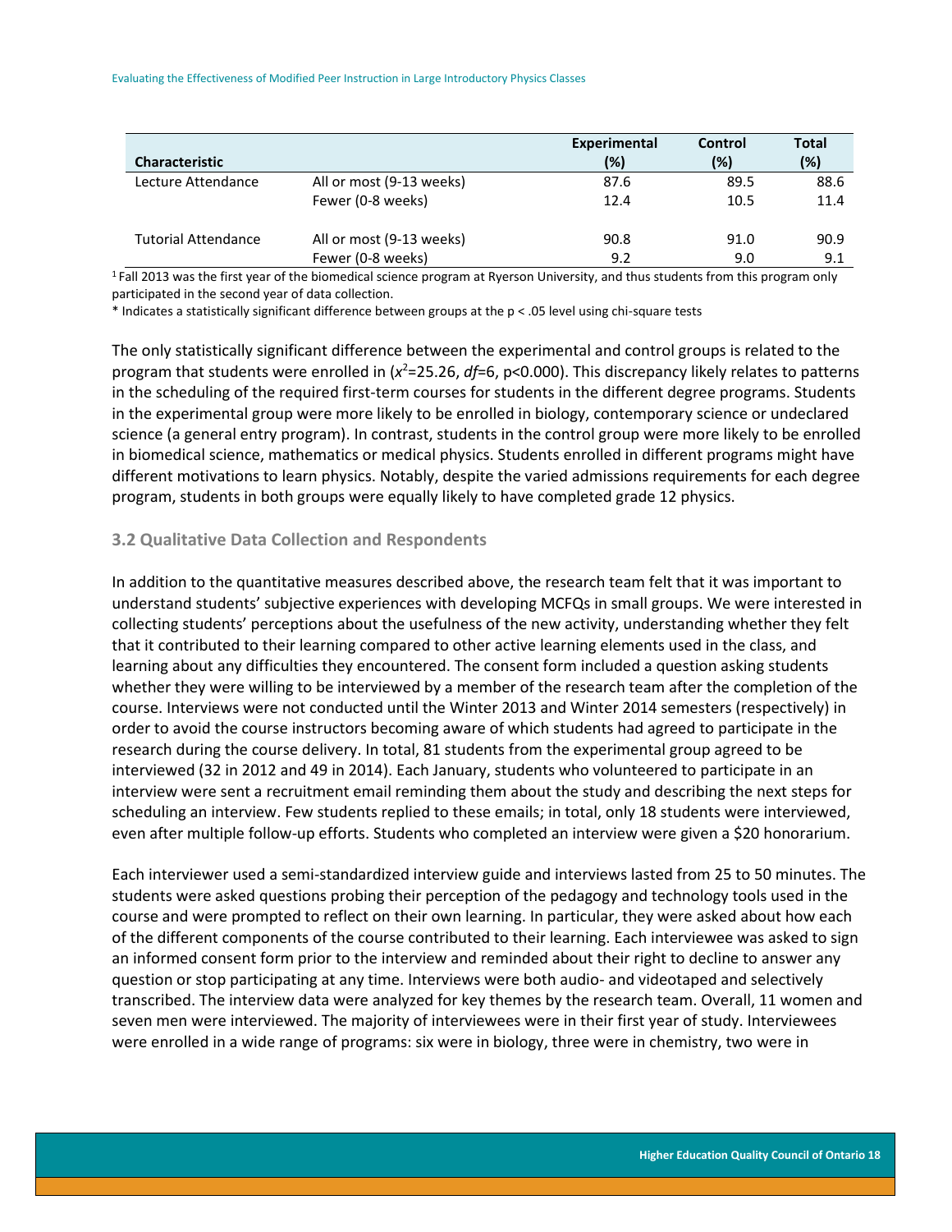| Characteristic | | Experimental (%) | Control (%) | Total (%) |
|---|---|---|---|---|
| Lecture Attendance | All or most (9-13 weeks) | 87.6 | 89.5 | 88.6 |
| | Fewer (0-8 weeks) | 12.4 | 10.5 | 11.4 |
| Tutorial Attendance | All or most (9-13 weeks) | 90.8 | 91.0 | 90.9 |
| | Fewer (0-8 weeks) | 9.2 | 9.0 | 9.1 |

[1] Fall 2013 was the first year of the biomedical science program at Ryerson University, and thus students from this program only participated in the second year of data collection.

* Indicates a statistically significant difference between groups at the p < .05 level using chi-square tests

The only statistically significant difference between the experimental and control groups is related to the program that students were enrolled in ($x^2$=25.26, *df*=6, p<0.000). This discrepancy likely relates to patterns in the scheduling of the required first-term courses for students in the different degree programs. Students in the experimental group were more likely to be enrolled in biology, contemporary science or undeclared science (a general entry program). In contrast, students in the control group were more likely to be enrolled in biomedical science, mathematics or medical physics. Students enrolled in different programs might have different motivations to learn physics. Notably, despite the varied admissions requirements for each degree program, students in both groups were equally likely to have completed grade 12 physics.

### 3.2 Qualitative Data Collection and Respondents

In addition to the quantitative measures described above, the research team felt that it was important to understand students' subjective experiences with developing MCFQs in small groups. We were interested in collecting students' perceptions about the usefulness of the new activity, understanding whether they felt that it contributed to their learning compared to other active learning elements used in the class, and learning about any difficulties they encountered. The consent form included a question asking students whether they were willing to be interviewed by a member of the research team after the completion of the course. Interviews were not conducted until the Winter 2013 and Winter 2014 semesters (respectively) in order to avoid the course instructors becoming aware of which students had agreed to participate in the research during the course delivery. In total, 81 students from the experimental group agreed to be interviewed (32 in 2012 and 49 in 2014). Each January, students who volunteered to participate in an interview were sent a recruitment email reminding them about the study and describing the next steps for scheduling an interview. Few students replied to these emails; in total, only 18 students were interviewed, even after multiple follow-up efforts. Students who completed an interview were given a $20 honorarium.

Each interviewer used a semi-standardized interview guide and interviews lasted from 25 to 50 minutes. The students were asked questions probing their perception of the pedagogy and technology tools used in the course and were prompted to reflect on their own learning. In particular, they were asked about how each of the different components of the course contributed to their learning. Each interviewee was asked to sign an informed consent form prior to the interview and reminded about their right to decline to answer any question or stop participating at any time. Interviews were both audio- and videotaped and selectively transcribed. The interview data were analyzed for key themes by the research team. Overall, 11 women and seven men were interviewed. The majority of interviewees were in their first year of study. Interviewees were enrolled in a wide range of programs: six were in biology, three were in chemistry, two were in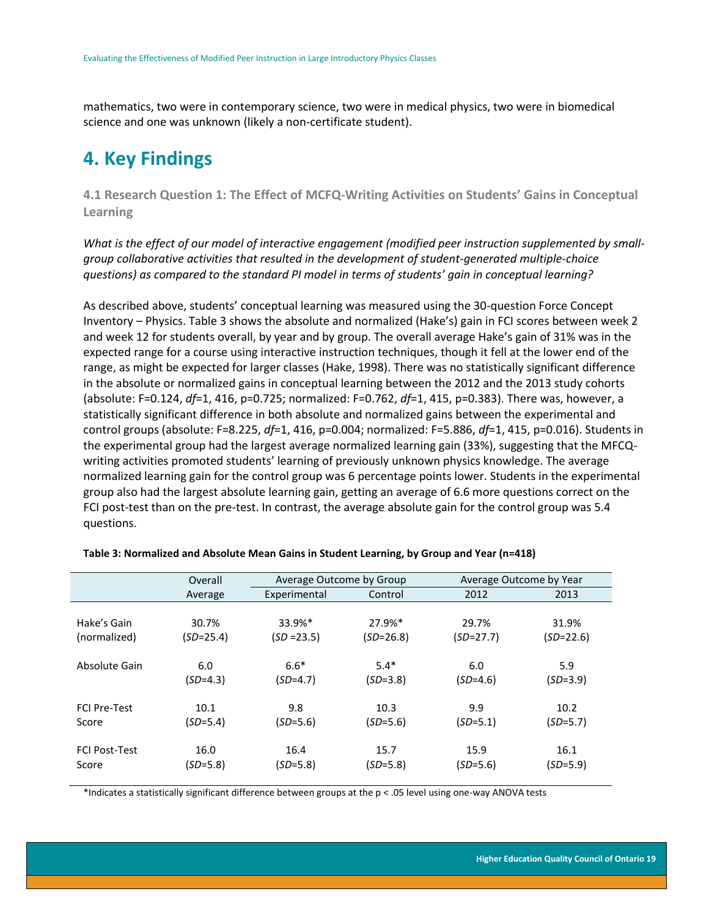mathematics, two were in contemporary science, two were in medical physics, two were in biomedical science and one was unknown (likely a non-certificate student).

# 4. Key Findings

### 4.1 Research Question 1: The Effect of MCFQ-Writing Activities on Students' Gains in Conceptual Learning

*What is the effect of our model of interactive engagement (modified peer instruction supplemented by small-group collaborative activities that resulted in the development of student-generated multiple-choice questions) as compared to the standard PI model in terms of students' gain in conceptual learning?*

As described above, students' conceptual learning was measured using the 30-question Force Concept Inventory – Physics. Table 3 shows the absolute and normalized (Hake's) gain in FCI scores between week 2 and week 12 for students overall, by year and by group. The overall average Hake's gain of 31% was in the expected range for a course using interactive instruction techniques, though it fell at the lower end of the range, as might be expected for larger classes (Hake, 1998). There was no statistically significant difference in the absolute or normalized gains in conceptual learning between the 2012 and the 2013 study cohorts (absolute: F=0.124, *df*=1, 416, p=0.725; normalized: F=0.762, *df*=1, 415, p=0.383). There was, however, a statistically significant difference in both absolute and normalized gains between the experimental and control groups (absolute: F=8.225, *df*=1, 416, p=0.004; normalized: F=5.886, *df*=1, 415, p=0.016). Students in the experimental group had the largest average normalized learning gain (33%), suggesting that the MFCQ-writing activities promoted students' learning of previously unknown physics knowledge. The average normalized learning gain for the control group was 6 percentage points lower. Students in the experimental group also had the largest absolute learning gain, getting an average of 6.6 more questions correct on the FCI post-test than on the pre-test. In contrast, the average absolute gain for the control group was 5.4 questions.

**Table 3: Normalized and Absolute Mean Gains in Student Learning, by Group and Year (n=418)**

| | Overall | Average Outcome by Group | | Average Outcome by Year | |
|---|---|---|---|---|---|
| | Average | Experimental | Control | 2012 | 2013 |
| Hake's Gain (normalized) | 30.7% (*SD*=25.4) | 33.9%* (*SD* =23.5) | 27.9%* (*SD*=26.8) | 29.7% (*SD*=27.7) | 31.9% (*SD*=22.6) |
| Absolute Gain | 6.0 (*SD*=4.3) | 6.6* (*SD*=4.7) | 5.4* (*SD*=3.8) | 6.0 (*SD*=4.6) | 5.9 (*SD*=3.9) |
| FCI Pre-Test Score | 10.1 (*SD*=5.4) | 9.8 (*SD*=5.6) | 10.3 (*SD*=5.6) | 9.9 (*SD*=5.1) | 10.2 (*SD*=5.7) |
| FCI Post-Test Score | 16.0 (*SD*=5.8) | 16.4 (*SD*=5.8) | 15.7 (*SD*=5.8) | 15.9 (*SD*=5.6) | 16.1 (*SD*=5.9) |

*Indicates a statistically significant difference between groups at the p < .05 level using one-way ANOVA tests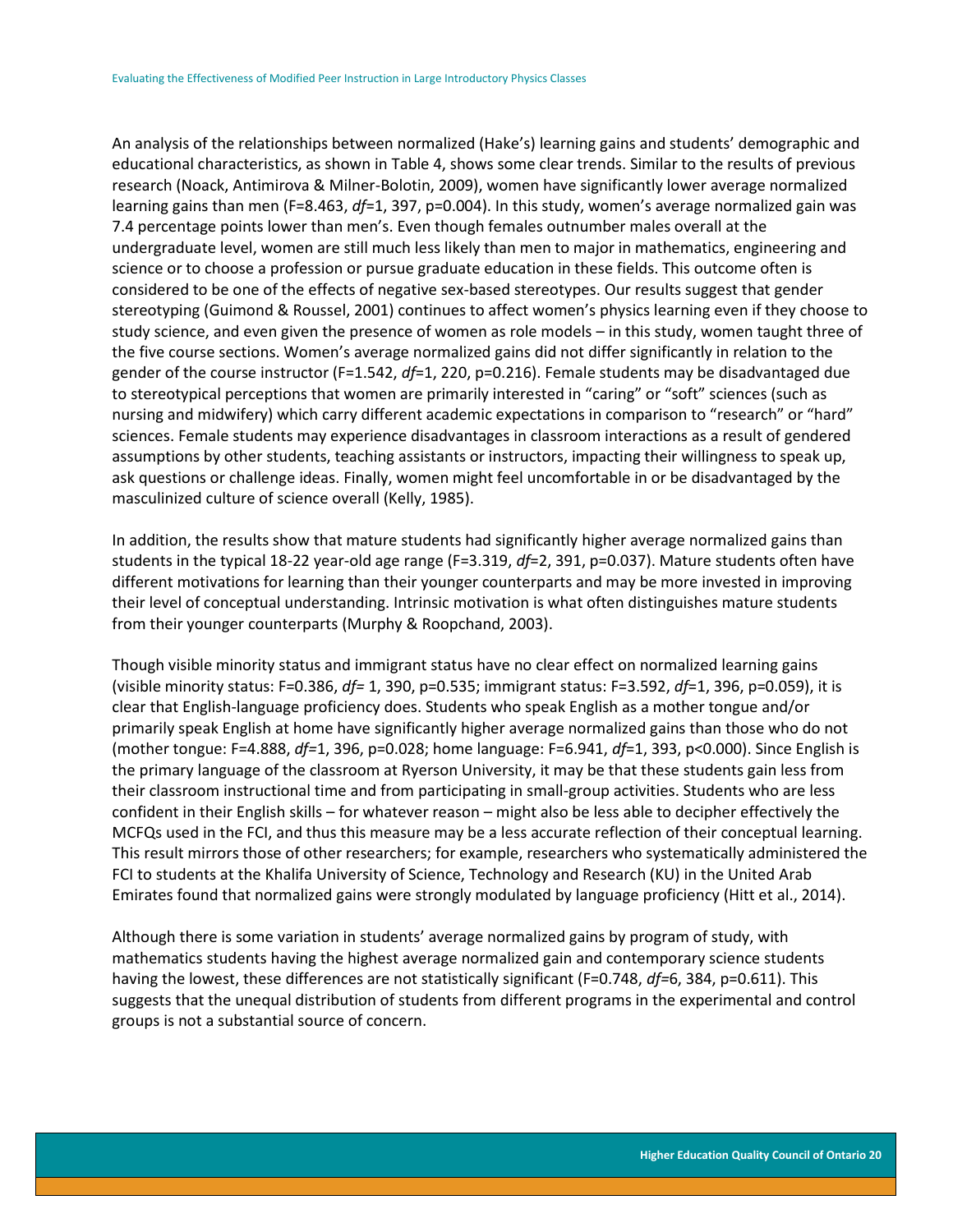An analysis of the relationships between normalized (Hake's) learning gains and students' demographic and educational characteristics, as shown in Table 4, shows some clear trends. Similar to the results of previous research (Noack, Antimirova & Milner-Bolotin, 2009), women have significantly lower average normalized learning gains than men ($F=8.463$, *df*=1, 397, $p=0.004$). In this study, women's average normalized gain was 7.4 percentage points lower than men's. Even though females outnumber males overall at the undergraduate level, women are still much less likely than men to major in mathematics, engineering and science or to choose a profession or pursue graduate education in these fields. This outcome often is considered to be one of the effects of negative sex-based stereotypes. Our results suggest that gender stereotyping (Guimond & Roussel, 2001) continues to affect women's physics learning even if they choose to study science, and even given the presence of women as role models – in this study, women taught three of the five course sections. Women's average normalized gains did not differ significantly in relation to the gender of the course instructor ($F=1.542$, *df*=1, 220, $p=0.216$). Female students may be disadvantaged due to stereotypical perceptions that women are primarily interested in "caring" or "soft" sciences (such as nursing and midwifery) which carry different academic expectations in comparison to "research" or "hard" sciences. Female students may experience disadvantages in classroom interactions as a result of gendered assumptions by other students, teaching assistants or instructors, impacting their willingness to speak up, ask questions or challenge ideas. Finally, women might feel uncomfortable in or be disadvantaged by the masculinized culture of science overall (Kelly, 1985).

In addition, the results show that mature students had significantly higher average normalized gains than students in the typical 18-22 year-old age range ($F=3.319$, *df*=2, 391, $p=0.037$). Mature students often have different motivations for learning than their younger counterparts and may be more invested in improving their level of conceptual understanding. Intrinsic motivation is what often distinguishes mature students from their younger counterparts (Murphy & Roopchand, 2003).

Though visible minority status and immigrant status have no clear effect on normalized learning gains (visible minority status: $F=0.386$, *df*= 1, 390, $p=0.535$; immigrant status: $F=3.592$, *df*=1, 396, $p=0.059$), it is clear that English-language proficiency does. Students who speak English as a mother tongue and/or primarily speak English at home have significantly higher average normalized gains than those who do not (mother tongue: $F=4.888$, *df*=1, 396, $p=0.028$; home language: $F=6.941$, *df*=1, 393, $p<0.000$). Since English is the primary language of the classroom at Ryerson University, it may be that these students gain less from their classroom instructional time and from participating in small-group activities. Students who are less confident in their English skills – for whatever reason – might also be less able to decipher effectively the MCFQs used in the FCI, and thus this measure may be a less accurate reflection of their conceptual learning. This result mirrors those of other researchers; for example, researchers who systematically administered the FCI to students at the Khalifa University of Science, Technology and Research (KU) in the United Arab Emirates found that normalized gains were strongly modulated by language proficiency (Hitt et al., 2014).

Although there is some variation in students' average normalized gains by program of study, with mathematics students having the highest average normalized gain and contemporary science students having the lowest, these differences are not statistically significant ($F=0.748$, *df*=6, 384, $p=0.611$). This suggests that the unequal distribution of students from different programs in the experimental and control groups is not a substantial source of concern.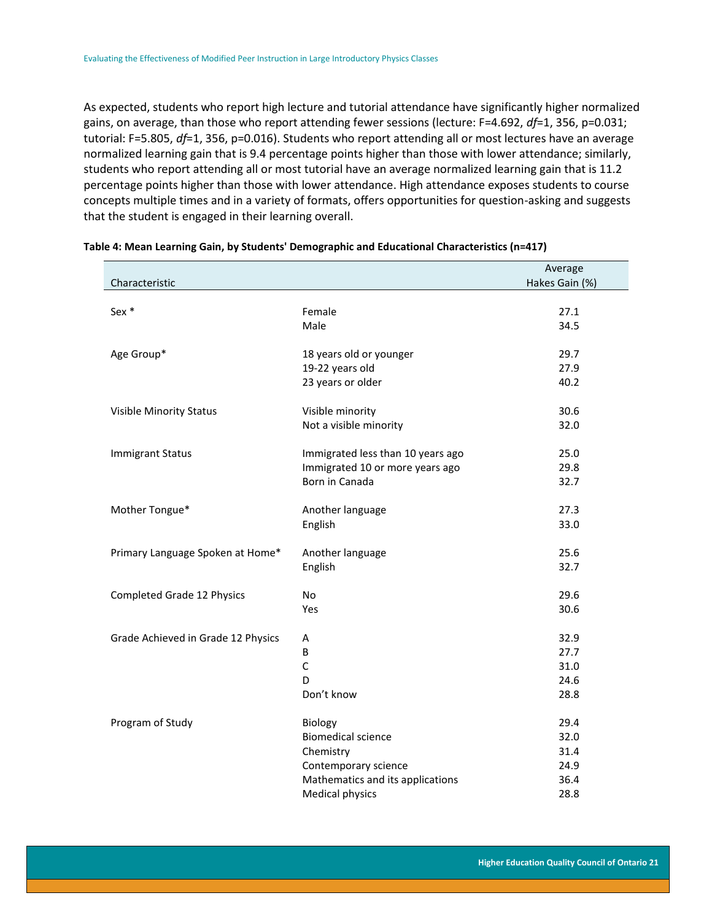As expected, students who report high lecture and tutorial attendance have significantly higher normalized gains, on average, than those who report attending fewer sessions (lecture: F=4.692, *df*=1, 356, p=0.031; tutorial: F=5.805, *df*=1, 356, p=0.016). Students who report attending all or most lectures have an average normalized learning gain that is 9.4 percentage points higher than those with lower attendance; similarly, students who report attending all or most tutorial have an average normalized learning gain that is 11.2 percentage points higher than those with lower attendance. High attendance exposes students to course concepts multiple times and in a variety of formats, offers opportunities for question-asking and suggests that the student is engaged in their learning overall.

**Table 4: Mean Learning Gain, by Students' Demographic and Educational Characteristics (n=417)**

| Characteristic | | Average Hakes Gain (%) |
|---|---|---|
| Sex * | Female | 27.1 |
| | Male | 34.5 |
| Age Group* | 18 years old or younger | 29.7 |
| | 19-22 years old | 27.9 |
| | 23 years or older | 40.2 |
| Visible Minority Status | Visible minority | 30.6 |
| | Not a visible minority | 32.0 |
| Immigrant Status | Immigrated less than 10 years ago | 25.0 |
| | Immigrated 10 or more years ago | 29.8 |
| | Born in Canada | 32.7 |
| Mother Tongue* | Another language | 27.3 |
| | English | 33.0 |
| Primary Language Spoken at Home* | Another language | 25.6 |
| | English | 32.7 |
| Completed Grade 12 Physics | No | 29.6 |
| | Yes | 30.6 |
| Grade Achieved in Grade 12 Physics | A | 32.9 |
| | B | 27.7 |
| | C | 31.0 |
| | D | 24.6 |
| | Don't know | 28.8 |
| Program of Study | Biology | 29.4 |
| | Biomedical science | 32.0 |
| | Chemistry | 31.4 |
| | Contemporary science | 24.9 |
| | Mathematics and its applications | 36.4 |
| | Medical physics | 28.8 |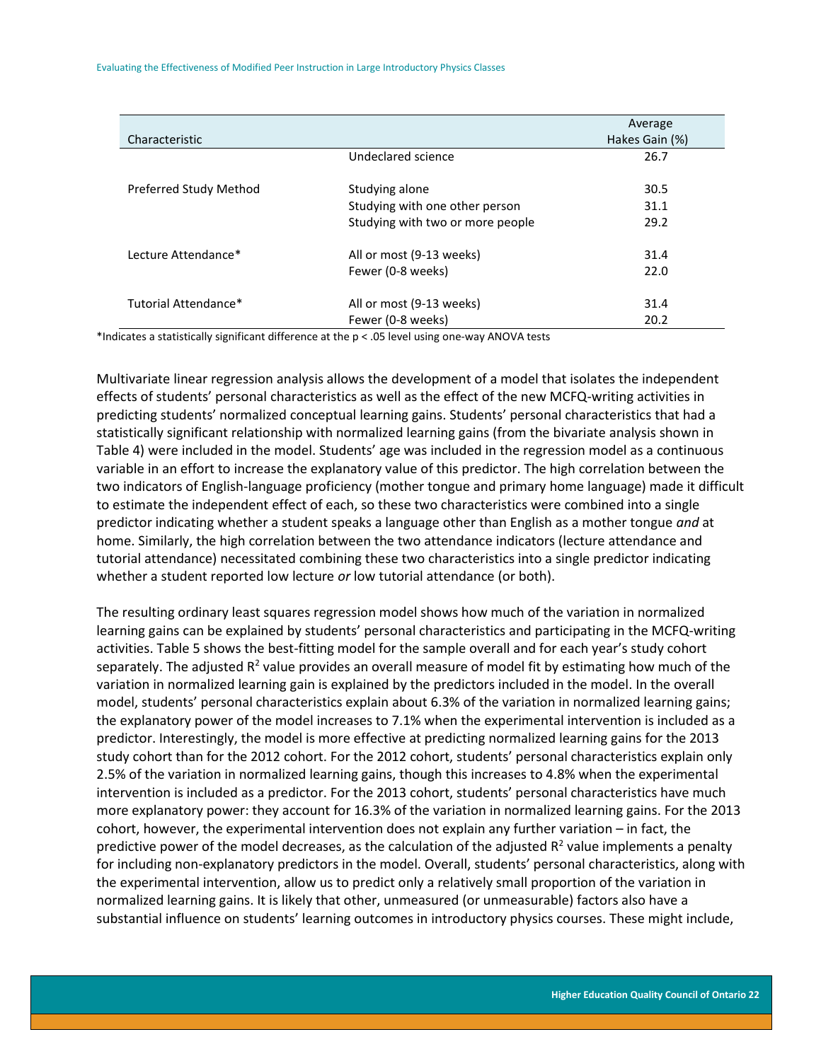| Characteristic | | Average Hakes Gain (%) |
|---|---|---|
| | Undeclared science | 26.7 |
| Preferred Study Method | Studying alone | 30.5 |
| | Studying with one other person | 31.1 |
| | Studying with two or more people | 29.2 |
| Lecture Attendance* | All or most (9-13 weeks) | 31.4 |
| | Fewer (0-8 weeks) | 22.0 |
| Tutorial Attendance* | All or most (9-13 weeks) | 31.4 |
| | Fewer (0-8 weeks) | 20.2 |

*Indicates a statistically significant difference at the $p < .05$ level using one-way ANOVA tests

Multivariate linear regression analysis allows the development of a model that isolates the independent effects of students' personal characteristics as well as the effect of the new MCFQ-writing activities in predicting students' normalized conceptual learning gains. Students' personal characteristics that had a statistically significant relationship with normalized learning gains (from the bivariate analysis shown in Table 4) were included in the model. Students' age was included in the regression model as a continuous variable in an effort to increase the explanatory value of this predictor. The high correlation between the two indicators of English-language proficiency (mother tongue and primary home language) made it difficult to estimate the independent effect of each, so these two characteristics were combined into a single predictor indicating whether a student speaks a language other than English as a mother tongue *and* at home. Similarly, the high correlation between the two attendance indicators (lecture attendance and tutorial attendance) necessitated combining these two characteristics into a single predictor indicating whether a student reported low lecture *or* low tutorial attendance (or both).

The resulting ordinary least squares regression model shows how much of the variation in normalized learning gains can be explained by students' personal characteristics and participating in the MCFQ-writing activities. Table 5 shows the best-fitting model for the sample overall and for each year's study cohort separately. The adjusted $R^2$ value provides an overall measure of model fit by estimating how much of the variation in normalized learning gain is explained by the predictors included in the model. In the overall model, students' personal characteristics explain about 6.3% of the variation in normalized learning gains; the explanatory power of the model increases to 7.1% when the experimental intervention is included as a predictor. Interestingly, the model is more effective at predicting normalized learning gains for the 2013 study cohort than for the 2012 cohort. For the 2012 cohort, students' personal characteristics explain only 2.5% of the variation in normalized learning gains, though this increases to 4.8% when the experimental intervention is included as a predictor. For the 2013 cohort, students' personal characteristics have much more explanatory power: they account for 16.3% of the variation in normalized learning gains. For the 2013 cohort, however, the experimental intervention does not explain any further variation – in fact, the predictive power of the model decreases, as the calculation of the adjusted $R^2$ value implements a penalty for including non-explanatory predictors in the model. Overall, students' personal characteristics, along with the experimental intervention, allow us to predict only a relatively small proportion of the variation in normalized learning gains. It is likely that other, unmeasured (or unmeasurable) factors also have a substantial influence on students' learning outcomes in introductory physics courses. These might include,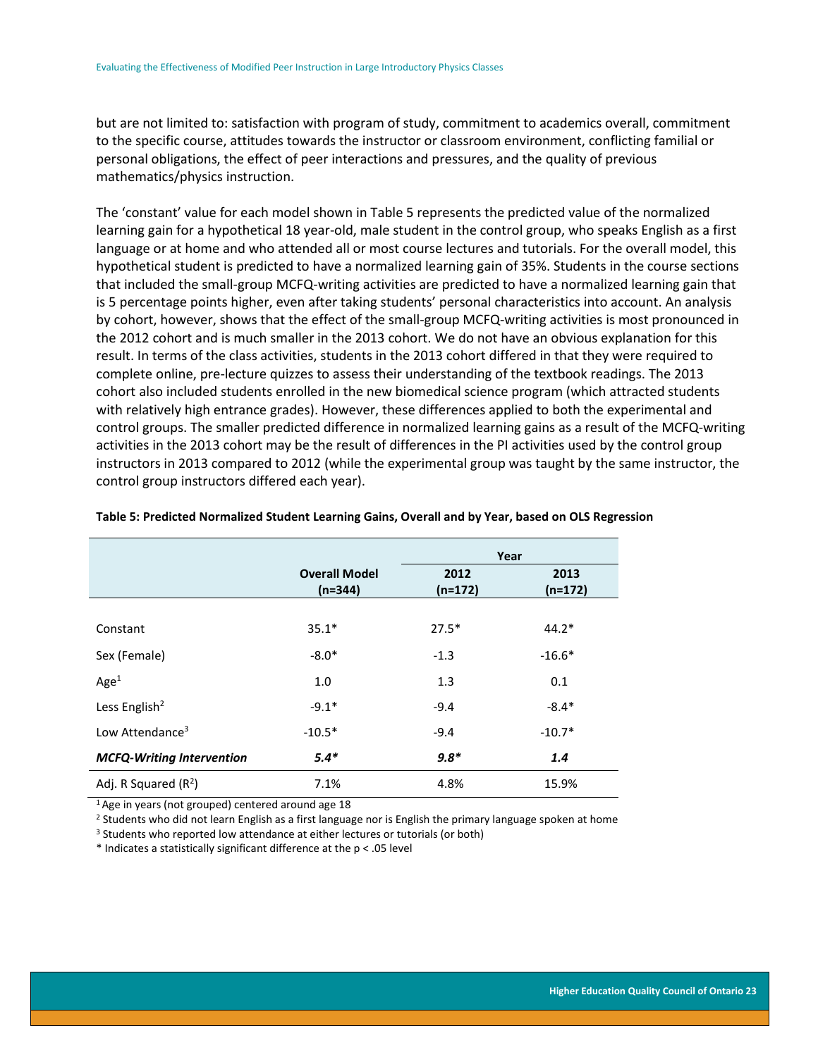but are not limited to: satisfaction with program of study, commitment to academics overall, commitment to the specific course, attitudes towards the instructor or classroom environment, conflicting familial or personal obligations, the effect of peer interactions and pressures, and the quality of previous mathematics/physics instruction.

The 'constant' value for each model shown in Table 5 represents the predicted value of the normalized learning gain for a hypothetical 18 year-old, male student in the control group, who speaks English as a first language or at home and who attended all or most course lectures and tutorials. For the overall model, this hypothetical student is predicted to have a normalized learning gain of 35%. Students in the course sections that included the small-group MCFQ-writing activities are predicted to have a normalized learning gain that is 5 percentage points higher, even after taking students' personal characteristics into account. An analysis by cohort, however, shows that the effect of the small-group MCFQ-writing activities is most pronounced in the 2012 cohort and is much smaller in the 2013 cohort. We do not have an obvious explanation for this result. In terms of the class activities, students in the 2013 cohort differed in that they were required to complete online, pre-lecture quizzes to assess their understanding of the textbook readings. The 2013 cohort also included students enrolled in the new biomedical science program (which attracted students with relatively high entrance grades). However, these differences applied to both the experimental and control groups. The smaller predicted difference in normalized learning gains as a result of the MCFQ-writing activities in the 2013 cohort may be the result of differences in the PI activities used by the control group instructors in 2013 compared to 2012 (while the experimental group was taught by the same instructor, the control group instructors differed each year).

**Table 5: Predicted Normalized Student Learning Gains, Overall and by Year, based on OLS Regression**

| | Overall Model (n=344) | Year 2012 (n=172) | Year 2013 (n=172) |
|---|---|---|---|
| Constant | 35.1* | 27.5* | 44.2* |
| Sex (Female) | -8.0* | -1.3 | -16.6* |
| Age[1] | 1.0 | 1.3 | 0.1 |
| Less English[2] | -9.1* | -9.4 | -8.4* |
| Low Attendance[3] | -10.5* | -9.4 | -10.7* |
| ***MCFQ-Writing Intervention*** | ***5.4**** | ***9.8**** | ***1.4*** |
| Adj. R Squared ($R^2$) | 7.1% | 4.8% | 15.9% |

[1] Age in years (not grouped) centered around age 18

[2] Students who did not learn English as a first language nor is English the primary language spoken at home

[3] Students who reported low attendance at either lectures or tutorials (or both)

* Indicates a statistically significant difference at the $p < .05$ level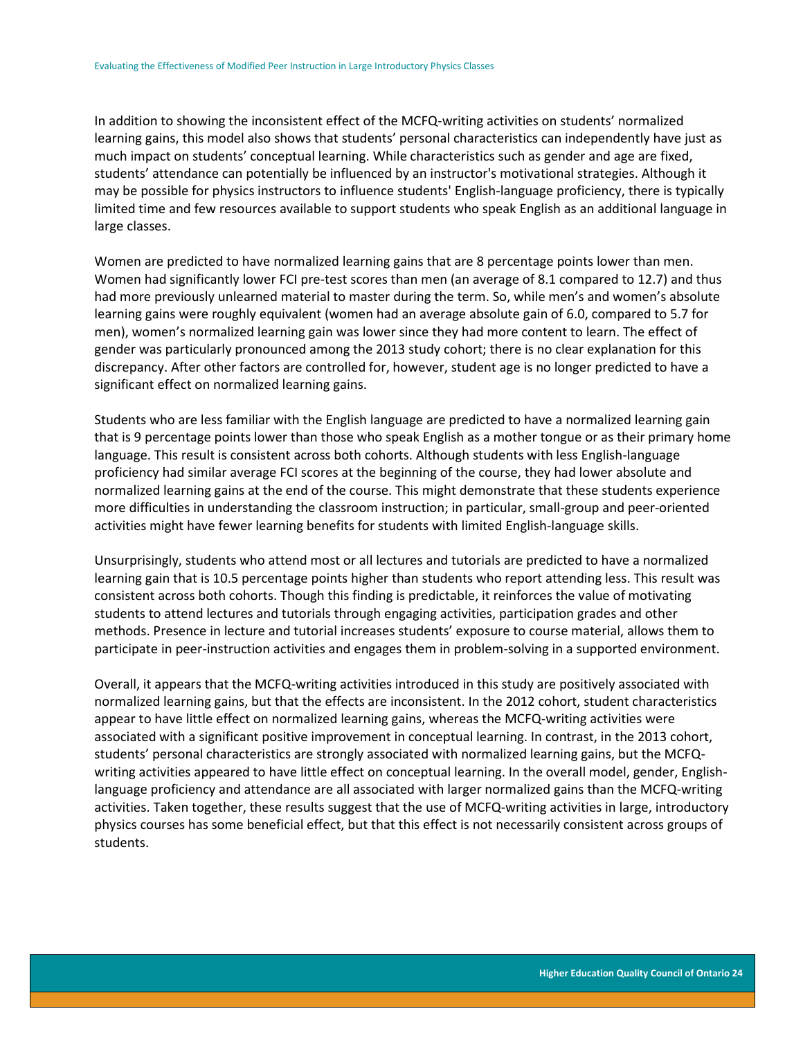In addition to showing the inconsistent effect of the MCFQ-writing activities on students' normalized learning gains, this model also shows that students' personal characteristics can independently have just as much impact on students' conceptual learning. While characteristics such as gender and age are fixed, students' attendance can potentially be influenced by an instructor's motivational strategies. Although it may be possible for physics instructors to influence students' English-language proficiency, there is typically limited time and few resources available to support students who speak English as an additional language in large classes.

Women are predicted to have normalized learning gains that are 8 percentage points lower than men. Women had significantly lower FCI pre-test scores than men (an average of 8.1 compared to 12.7) and thus had more previously unlearned material to master during the term. So, while men's and women's absolute learning gains were roughly equivalent (women had an average absolute gain of 6.0, compared to 5.7 for men), women's normalized learning gain was lower since they had more content to learn. The effect of gender was particularly pronounced among the 2013 study cohort; there is no clear explanation for this discrepancy. After other factors are controlled for, however, student age is no longer predicted to have a significant effect on normalized learning gains.

Students who are less familiar with the English language are predicted to have a normalized learning gain that is 9 percentage points lower than those who speak English as a mother tongue or as their primary home language. This result is consistent across both cohorts. Although students with less English-language proficiency had similar average FCI scores at the beginning of the course, they had lower absolute and normalized learning gains at the end of the course. This might demonstrate that these students experience more difficulties in understanding the classroom instruction; in particular, small-group and peer-oriented activities might have fewer learning benefits for students with limited English-language skills.

Unsurprisingly, students who attend most or all lectures and tutorials are predicted to have a normalized learning gain that is 10.5 percentage points higher than students who report attending less. This result was consistent across both cohorts. Though this finding is predictable, it reinforces the value of motivating students to attend lectures and tutorials through engaging activities, participation grades and other methods. Presence in lecture and tutorial increases students' exposure to course material, allows them to participate in peer-instruction activities and engages them in problem-solving in a supported environment.

Overall, it appears that the MCFQ-writing activities introduced in this study are positively associated with normalized learning gains, but that the effects are inconsistent. In the 2012 cohort, student characteristics appear to have little effect on normalized learning gains, whereas the MCFQ-writing activities were associated with a significant positive improvement in conceptual learning. In contrast, in the 2013 cohort, students' personal characteristics are strongly associated with normalized learning gains, but the MCFQ-writing activities appeared to have little effect on conceptual learning. In the overall model, gender, English-language proficiency and attendance are all associated with larger normalized gains than the MCFQ-writing activities. Taken together, these results suggest that the use of MCFQ-writing activities in large, introductory physics courses has some beneficial effect, but that this effect is not necessarily consistent across groups of students.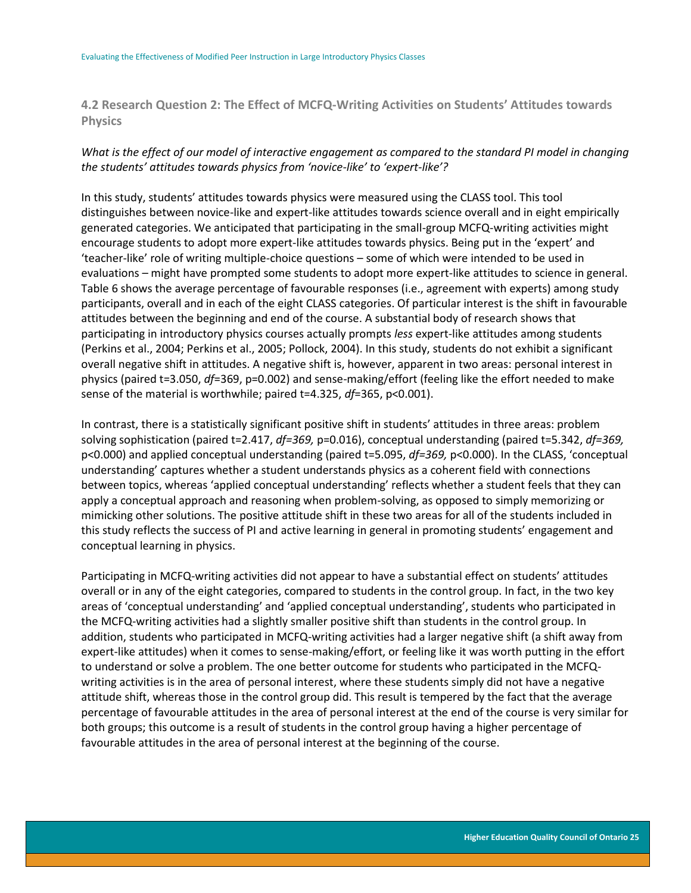### 4.2 Research Question 2: The Effect of MCFQ-Writing Activities on Students' Attitudes towards Physics

*What is the effect of our model of interactive engagement as compared to the standard PI model in changing the students' attitudes towards physics from 'novice-like' to 'expert-like'?*

In this study, students' attitudes towards physics were measured using the CLASS tool. This tool distinguishes between novice-like and expert-like attitudes towards science overall and in eight empirically generated categories. We anticipated that participating in the small-group MCFQ-writing activities might encourage students to adopt more expert-like attitudes towards physics. Being put in the 'expert' and 'teacher-like' role of writing multiple-choice questions – some of which were intended to be used in evaluations – might have prompted some students to adopt more expert-like attitudes to science in general. Table 6 shows the average percentage of favourable responses (i.e., agreement with experts) among study participants, overall and in each of the eight CLASS categories. Of particular interest is the shift in favourable attitudes between the beginning and end of the course. A substantial body of research shows that participating in introductory physics courses actually prompts *less* expert-like attitudes among students (Perkins et al., 2004; Perkins et al., 2005; Pollock, 2004). In this study, students do not exhibit a significant overall negative shift in attitudes. A negative shift is, however, apparent in two areas: personal interest in physics (paired $t=3.050$, $df=369$, $p=0.002$) and sense-making/effort (feeling like the effort needed to make sense of the material is worthwhile; paired $t=4.325$, $df=365$, $p<0.001$).

In contrast, there is a statistically significant positive shift in students' attitudes in three areas: problem solving sophistication (paired $t=2.417$, $df=369$, $p=0.016$), conceptual understanding (paired $t=5.342$, $df=369$, $p<0.000$) and applied conceptual understanding (paired $t=5.095$, $df=369$, $p<0.000$). In the CLASS, 'conceptual understanding' captures whether a student understands physics as a coherent field with connections between topics, whereas 'applied conceptual understanding' reflects whether a student feels that they can apply a conceptual approach and reasoning when problem-solving, as opposed to simply memorizing or mimicking other solutions. The positive attitude shift in these two areas for all of the students included in this study reflects the success of PI and active learning in general in promoting students' engagement and conceptual learning in physics.

Participating in MCFQ-writing activities did not appear to have a substantial effect on students' attitudes overall or in any of the eight categories, compared to students in the control group. In fact, in the two key areas of 'conceptual understanding' and 'applied conceptual understanding', students who participated in the MCFQ-writing activities had a slightly smaller positive shift than students in the control group. In addition, students who participated in MCFQ-writing activities had a larger negative shift (a shift away from expert-like attitudes) when it comes to sense-making/effort, or feeling like it was worth putting in the effort to understand or solve a problem. The one better outcome for students who participated in the MCFQ-writing activities is in the area of personal interest, where these students simply did not have a negative attitude shift, whereas those in the control group did. This result is tempered by the fact that the average percentage of favourable attitudes in the area of personal interest at the end of the course is very similar for both groups; this outcome is a result of students in the control group having a higher percentage of favourable attitudes in the area of personal interest at the beginning of the course.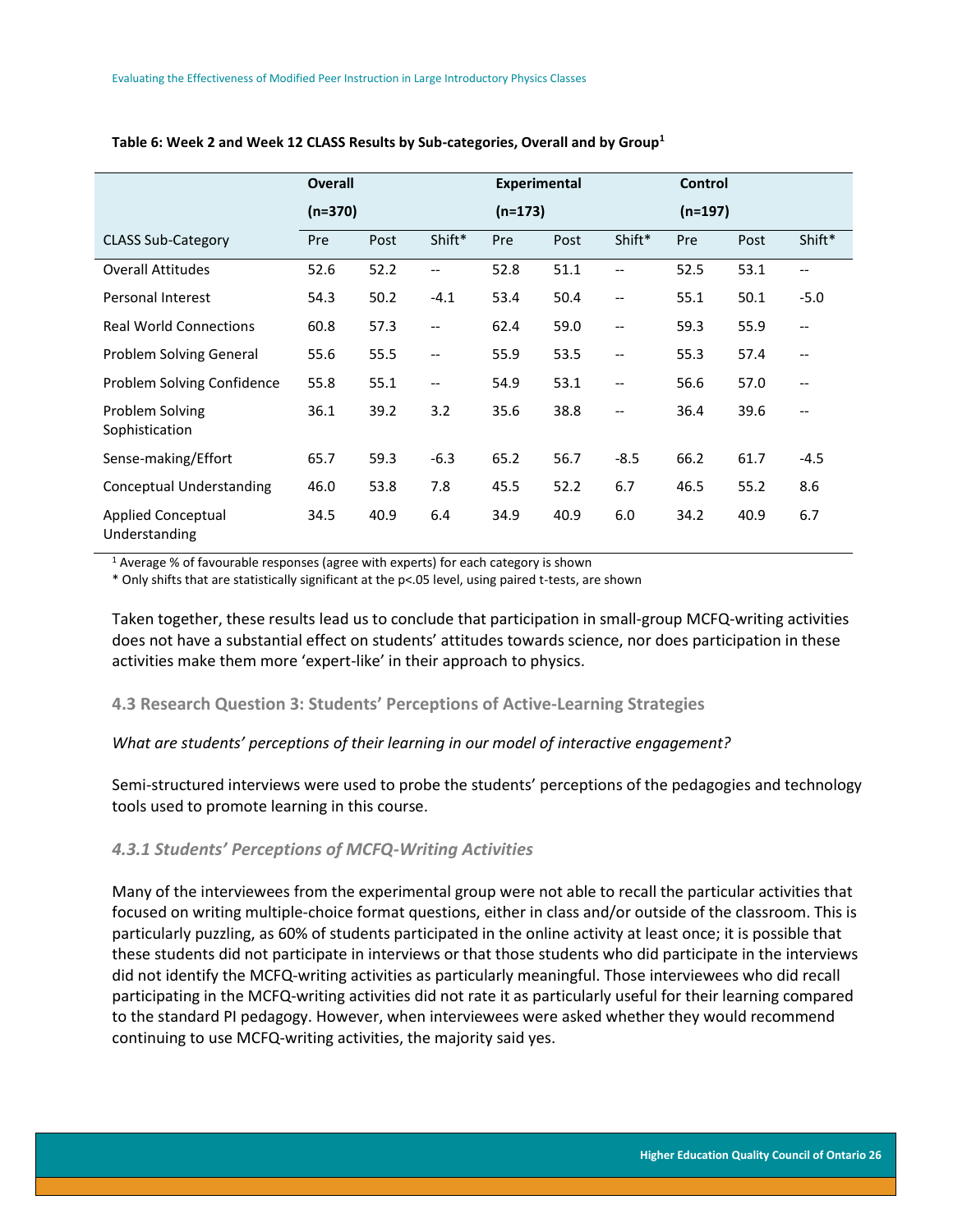**Table 6: Week 2 and Week 12 CLASS Results by Sub-categories, Overall and by Group[1]**

| | Overall (n=370) | | | Experimental (n=173) | | | Control (n=197) | | |
|---|---|---|---|---|---|---|---|---|---|
| CLASS Sub-Category | Pre | Post | Shift* | Pre | Post | Shift* | Pre | Post | Shift* |
| Overall Attitudes | 52.6 | 52.2 | -- | 52.8 | 51.1 | -- | 52.5 | 53.1 | -- |
| Personal Interest | 54.3 | 50.2 | -4.1 | 53.4 | 50.4 | -- | 55.1 | 50.1 | -5.0 |
| Real World Connections | 60.8 | 57.3 | -- | 62.4 | 59.0 | -- | 59.3 | 55.9 | -- |
| Problem Solving General | 55.6 | 55.5 | -- | 55.9 | 53.5 | -- | 55.3 | 57.4 | -- |
| Problem Solving Confidence | 55.8 | 55.1 | -- | 54.9 | 53.1 | -- | 56.6 | 57.0 | -- |
| Problem Solving Sophistication | 36.1 | 39.2 | 3.2 | 35.6 | 38.8 | -- | 36.4 | 39.6 | -- |
| Sense-making/Effort | 65.7 | 59.3 | -6.3 | 65.2 | 56.7 | -8.5 | 66.2 | 61.7 | -4.5 |
| Conceptual Understanding | 46.0 | 53.8 | 7.8 | 45.5 | 52.2 | 6.7 | 46.5 | 55.2 | 8.6 |
| Applied Conceptual Understanding | 34.5 | 40.9 | 6.4 | 34.9 | 40.9 | 6.0 | 34.2 | 40.9 | 6.7 |

[1] Average % of favourable responses (agree with experts) for each category is shown

* Only shifts that are statistically significant at the $p<.05$ level, using paired t-tests, are shown

Taken together, these results lead us to conclude that participation in small-group MCFQ-writing activities does not have a substantial effect on students' attitudes towards science, nor does participation in these activities make them more 'expert-like' in their approach to physics.

### 4.3 Research Question 3: Students' Perceptions of Active-Learning Strategies

*What are students' perceptions of their learning in our model of interactive engagement?*

Semi-structured interviews were used to probe the students' perceptions of the pedagogies and technology tools used to promote learning in this course.

#### *4.3.1 Students' Perceptions of MCFQ-Writing Activities*

Many of the interviewees from the experimental group were not able to recall the particular activities that focused on writing multiple-choice format questions, either in class and/or outside of the classroom. This is particularly puzzling, as 60% of students participated in the online activity at least once; it is possible that these students did not participate in interviews or that those students who did participate in the interviews did not identify the MCFQ-writing activities as particularly meaningful. Those interviewees who did recall participating in the MCFQ-writing activities did not rate it as particularly useful for their learning compared to the standard PI pedagogy. However, when interviewees were asked whether they would recommend continuing to use MCFQ-writing activities, the majority said yes.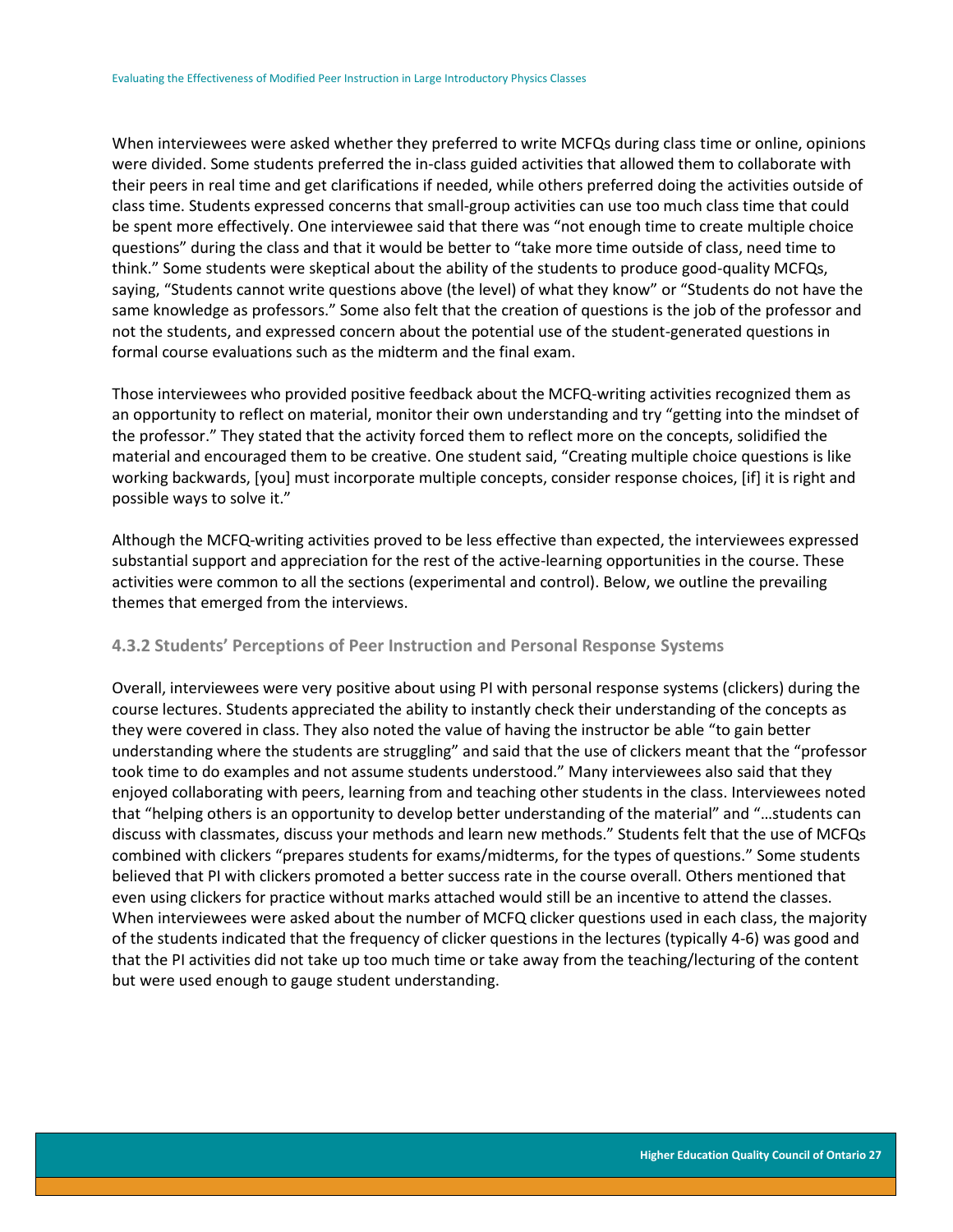When interviewees were asked whether they preferred to write MCFQs during class time or online, opinions were divided. Some students preferred the in-class guided activities that allowed them to collaborate with their peers in real time and get clarifications if needed, while others preferred doing the activities outside of class time. Students expressed concerns that small-group activities can use too much class time that could be spent more effectively. One interviewee said that there was "not enough time to create multiple choice questions" during the class and that it would be better to "take more time outside of class, need time to think." Some students were skeptical about the ability of the students to produce good-quality MCFQs, saying, "Students cannot write questions above (the level) of what they know" or "Students do not have the same knowledge as professors." Some also felt that the creation of questions is the job of the professor and not the students, and expressed concern about the potential use of the student-generated questions in formal course evaluations such as the midterm and the final exam.

Those interviewees who provided positive feedback about the MCFQ-writing activities recognized them as an opportunity to reflect on material, monitor their own understanding and try "getting into the mindset of the professor." They stated that the activity forced them to reflect more on the concepts, solidified the material and encouraged them to be creative. One student said, "Creating multiple choice questions is like working backwards, [you] must incorporate multiple concepts, consider response choices, [if] it is right and possible ways to solve it."

Although the MCFQ-writing activities proved to be less effective than expected, the interviewees expressed substantial support and appreciation for the rest of the active-learning opportunities in the course. These activities were common to all the sections (experimental and control). Below, we outline the prevailing themes that emerged from the interviews.

### 4.3.2 Students' Perceptions of Peer Instruction and Personal Response Systems

Overall, interviewees were very positive about using PI with personal response systems (clickers) during the course lectures. Students appreciated the ability to instantly check their understanding of the concepts as they were covered in class. They also noted the value of having the instructor be able "to gain better understanding where the students are struggling" and said that the use of clickers meant that the "professor took time to do examples and not assume students understood." Many interviewees also said that they enjoyed collaborating with peers, learning from and teaching other students in the class. Interviewees noted that "helping others is an opportunity to develop better understanding of the material" and "…students can discuss with classmates, discuss your methods and learn new methods." Students felt that the use of MCFQs combined with clickers "prepares students for exams/midterms, for the types of questions." Some students believed that PI with clickers promoted a better success rate in the course overall. Others mentioned that even using clickers for practice without marks attached would still be an incentive to attend the classes. When interviewees were asked about the number of MCFQ clicker questions used in each class, the majority of the students indicated that the frequency of clicker questions in the lectures (typically 4-6) was good and that the PI activities did not take up too much time or take away from the teaching/lecturing of the content but were used enough to gauge student understanding.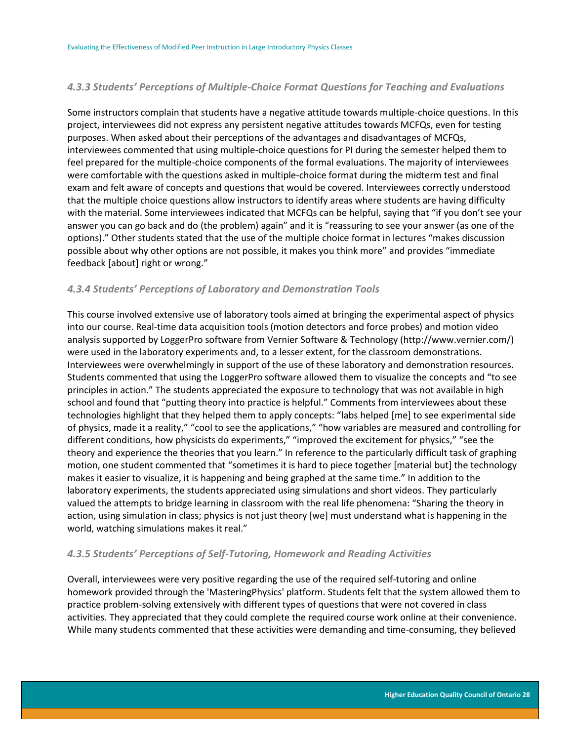### *4.3.3 Students' Perceptions of Multiple-Choice Format Questions for Teaching and Evaluations*

Some instructors complain that students have a negative attitude towards multiple-choice questions. In this project, interviewees did not express any persistent negative attitudes towards MCFQs, even for testing purposes. When asked about their perceptions of the advantages and disadvantages of MCFQs, interviewees commented that using multiple-choice questions for PI during the semester helped them to feel prepared for the multiple-choice components of the formal evaluations. The majority of interviewees were comfortable with the questions asked in multiple-choice format during the midterm test and final exam and felt aware of concepts and questions that would be covered. Interviewees correctly understood that the multiple choice questions allow instructors to identify areas where students are having difficulty with the material. Some interviewees indicated that MCFQs can be helpful, saying that "if you don't see your answer you can go back and do (the problem) again" and it is "reassuring to see your answer (as one of the options)." Other students stated that the use of the multiple choice format in lectures "makes discussion possible about why other options are not possible, it makes you think more" and provides "immediate feedback [about] right or wrong."

### *4.3.4 Students' Perceptions of Laboratory and Demonstration Tools*

This course involved extensive use of laboratory tools aimed at bringing the experimental aspect of physics into our course. Real-time data acquisition tools (motion detectors and force probes) and motion video analysis supported by LoggerPro software from Vernier Software & Technology (http://www.vernier.com/) were used in the laboratory experiments and, to a lesser extent, for the classroom demonstrations. Interviewees were overwhelmingly in support of the use of these laboratory and demonstration resources. Students commented that using the LoggerPro software allowed them to visualize the concepts and "to see principles in action." The students appreciated the exposure to technology that was not available in high school and found that "putting theory into practice is helpful." Comments from interviewees about these technologies highlight that they helped them to apply concepts: "labs helped [me] to see experimental side of physics, made it a reality," "cool to see the applications," "how variables are measured and controlling for different conditions, how physicists do experiments," "improved the excitement for physics," "see the theory and experience the theories that you learn." In reference to the particularly difficult task of graphing motion, one student commented that "sometimes it is hard to piece together [material but] the technology makes it easier to visualize, it is happening and being graphed at the same time." In addition to the laboratory experiments, the students appreciated using simulations and short videos. They particularly valued the attempts to bridge learning in classroom with the real life phenomena: "Sharing the theory in action, using simulation in class; physics is not just theory [we] must understand what is happening in the world, watching simulations makes it real."

### *4.3.5 Students' Perceptions of Self-Tutoring, Homework and Reading Activities*

Overall, interviewees were very positive regarding the use of the required self-tutoring and online homework provided through the 'MasteringPhysics' platform. Students felt that the system allowed them to practice problem-solving extensively with different types of questions that were not covered in class activities. They appreciated that they could complete the required course work online at their convenience. While many students commented that these activities were demanding and time-consuming, they believed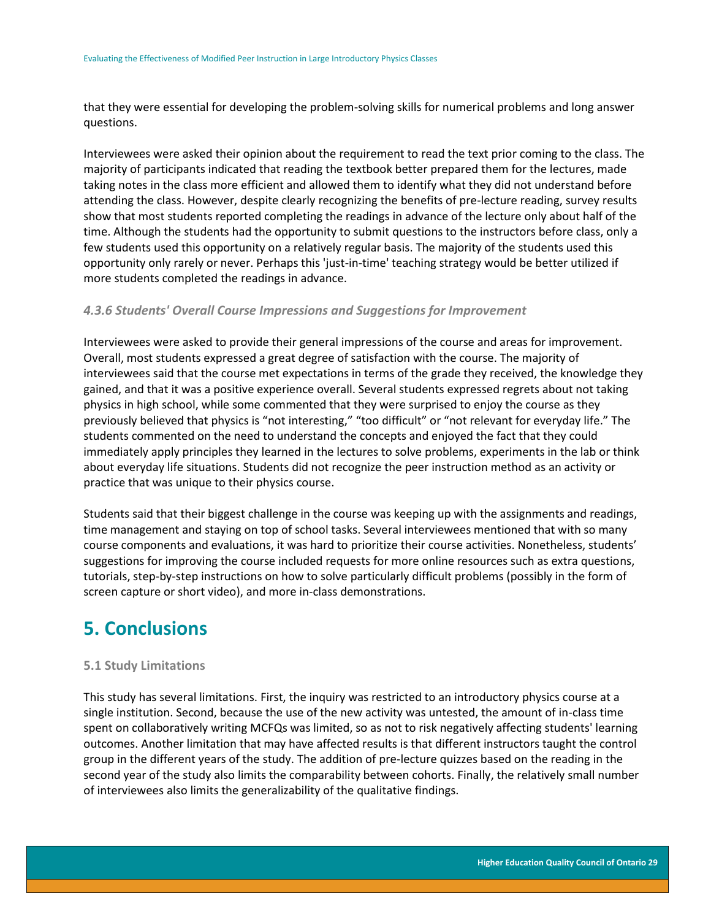that they were essential for developing the problem-solving skills for numerical problems and long answer questions.

Interviewees were asked their opinion about the requirement to read the text prior coming to the class. The majority of participants indicated that reading the textbook better prepared them for the lectures, made taking notes in the class more efficient and allowed them to identify what they did not understand before attending the class. However, despite clearly recognizing the benefits of pre-lecture reading, survey results show that most students reported completing the readings in advance of the lecture only about half of the time. Although the students had the opportunity to submit questions to the instructors before class, only a few students used this opportunity on a relatively regular basis. The majority of the students used this opportunity only rarely or never. Perhaps this 'just-in-time' teaching strategy would be better utilized if more students completed the readings in advance.

#### *4.3.6 Students' Overall Course Impressions and Suggestions for Improvement*

Interviewees were asked to provide their general impressions of the course and areas for improvement. Overall, most students expressed a great degree of satisfaction with the course. The majority of interviewees said that the course met expectations in terms of the grade they received, the knowledge they gained, and that it was a positive experience overall. Several students expressed regrets about not taking physics in high school, while some commented that they were surprised to enjoy the course as they previously believed that physics is "not interesting," "too difficult" or "not relevant for everyday life." The students commented on the need to understand the concepts and enjoyed the fact that they could immediately apply principles they learned in the lectures to solve problems, experiments in the lab or think about everyday life situations. Students did not recognize the peer instruction method as an activity or practice that was unique to their physics course.

Students said that their biggest challenge in the course was keeping up with the assignments and readings, time management and staying on top of school tasks. Several interviewees mentioned that with so many course components and evaluations, it was hard to prioritize their course activities. Nonetheless, students' suggestions for improving the course included requests for more online resources such as extra questions, tutorials, step-by-step instructions on how to solve particularly difficult problems (possibly in the form of screen capture or short video), and more in-class demonstrations.

# 5. Conclusions

### 5.1 Study Limitations

This study has several limitations. First, the inquiry was restricted to an introductory physics course at a single institution. Second, because the use of the new activity was untested, the amount of in-class time spent on collaboratively writing MCFQs was limited, so as not to risk negatively affecting students' learning outcomes. Another limitation that may have affected results is that different instructors taught the control group in the different years of the study. The addition of pre-lecture quizzes based on the reading in the second year of the study also limits the comparability between cohorts. Finally, the relatively small number of interviewees also limits the generalizability of the qualitative findings.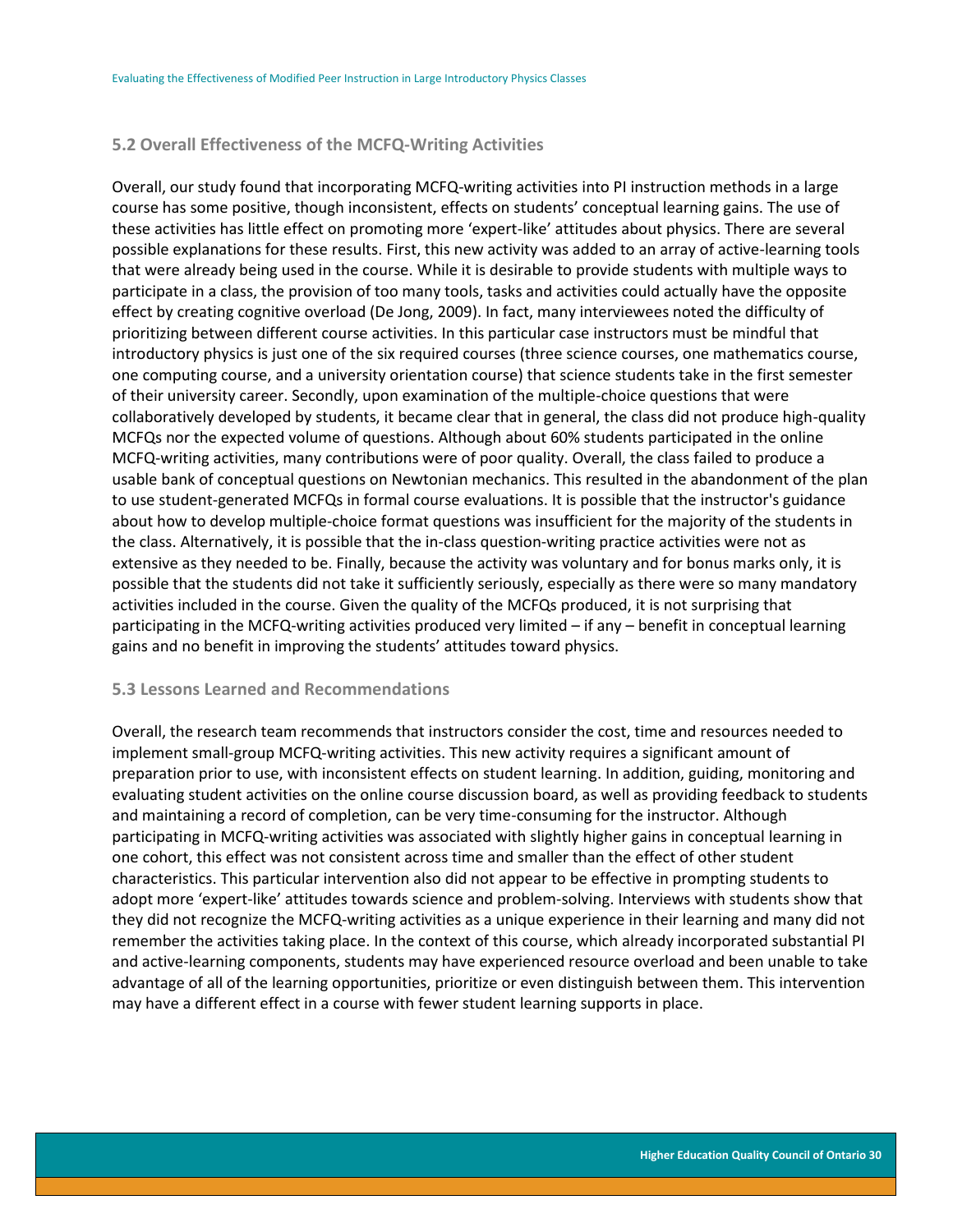### 5.2 Overall Effectiveness of the MCFQ-Writing Activities

Overall, our study found that incorporating MCFQ-writing activities into PI instruction methods in a large course has some positive, though inconsistent, effects on students' conceptual learning gains. The use of these activities has little effect on promoting more 'expert-like' attitudes about physics. There are several possible explanations for these results. First, this new activity was added to an array of active-learning tools that were already being used in the course. While it is desirable to provide students with multiple ways to participate in a class, the provision of too many tools, tasks and activities could actually have the opposite effect by creating cognitive overload (De Jong, 2009). In fact, many interviewees noted the difficulty of prioritizing between different course activities. In this particular case instructors must be mindful that introductory physics is just one of the six required courses (three science courses, one mathematics course, one computing course, and a university orientation course) that science students take in the first semester of their university career. Secondly, upon examination of the multiple-choice questions that were collaboratively developed by students, it became clear that in general, the class did not produce high-quality MCFQs nor the expected volume of questions. Although about 60% students participated in the online MCFQ-writing activities, many contributions were of poor quality. Overall, the class failed to produce a usable bank of conceptual questions on Newtonian mechanics. This resulted in the abandonment of the plan to use student-generated MCFQs in formal course evaluations. It is possible that the instructor's guidance about how to develop multiple-choice format questions was insufficient for the majority of the students in the class. Alternatively, it is possible that the in-class question-writing practice activities were not as extensive as they needed to be. Finally, because the activity was voluntary and for bonus marks only, it is possible that the students did not take it sufficiently seriously, especially as there were so many mandatory activities included in the course. Given the quality of the MCFQs produced, it is not surprising that participating in the MCFQ-writing activities produced very limited – if any – benefit in conceptual learning gains and no benefit in improving the students' attitudes toward physics.

### 5.3 Lessons Learned and Recommendations

Overall, the research team recommends that instructors consider the cost, time and resources needed to implement small-group MCFQ-writing activities. This new activity requires a significant amount of preparation prior to use, with inconsistent effects on student learning. In addition, guiding, monitoring and evaluating student activities on the online course discussion board, as well as providing feedback to students and maintaining a record of completion, can be very time-consuming for the instructor. Although participating in MCFQ-writing activities was associated with slightly higher gains in conceptual learning in one cohort, this effect was not consistent across time and smaller than the effect of other student characteristics. This particular intervention also did not appear to be effective in prompting students to adopt more 'expert-like' attitudes towards science and problem-solving. Interviews with students show that they did not recognize the MCFQ-writing activities as a unique experience in their learning and many did not remember the activities taking place. In the context of this course, which already incorporated substantial PI and active-learning components, students may have experienced resource overload and been unable to take advantage of all of the learning opportunities, prioritize or even distinguish between them. This intervention may have a different effect in a course with fewer student learning supports in place.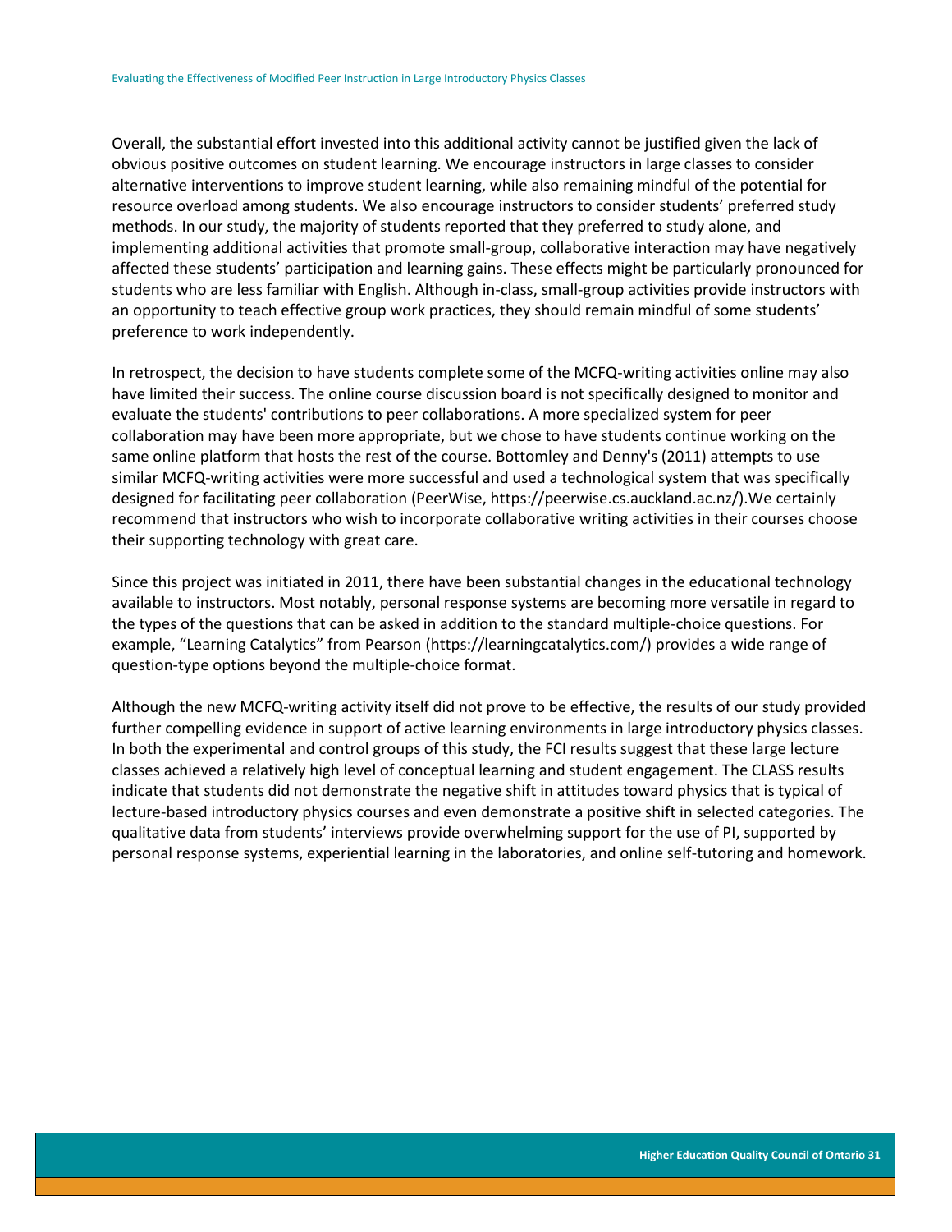Overall, the substantial effort invested into this additional activity cannot be justified given the lack of obvious positive outcomes on student learning. We encourage instructors in large classes to consider alternative interventions to improve student learning, while also remaining mindful of the potential for resource overload among students. We also encourage instructors to consider students' preferred study methods. In our study, the majority of students reported that they preferred to study alone, and implementing additional activities that promote small-group, collaborative interaction may have negatively affected these students' participation and learning gains. These effects might be particularly pronounced for students who are less familiar with English. Although in-class, small-group activities provide instructors with an opportunity to teach effective group work practices, they should remain mindful of some students' preference to work independently.

In retrospect, the decision to have students complete some of the MCFQ-writing activities online may also have limited their success. The online course discussion board is not specifically designed to monitor and evaluate the students' contributions to peer collaborations. A more specialized system for peer collaboration may have been more appropriate, but we chose to have students continue working on the same online platform that hosts the rest of the course. Bottomley and Denny's (2011) attempts to use similar MCFQ-writing activities were more successful and used a technological system that was specifically designed for facilitating peer collaboration (PeerWise, https://peerwise.cs.auckland.ac.nz/).We certainly recommend that instructors who wish to incorporate collaborative writing activities in their courses choose their supporting technology with great care.

Since this project was initiated in 2011, there have been substantial changes in the educational technology available to instructors. Most notably, personal response systems are becoming more versatile in regard to the types of the questions that can be asked in addition to the standard multiple-choice questions. For example, "Learning Catalytics" from Pearson (https://learningcatalytics.com/) provides a wide range of question-type options beyond the multiple-choice format.

Although the new MCFQ-writing activity itself did not prove to be effective, the results of our study provided further compelling evidence in support of active learning environments in large introductory physics classes. In both the experimental and control groups of this study, the FCI results suggest that these large lecture classes achieved a relatively high level of conceptual learning and student engagement. The CLASS results indicate that students did not demonstrate the negative shift in attitudes toward physics that is typical of lecture-based introductory physics courses and even demonstrate a positive shift in selected categories. The qualitative data from students' interviews provide overwhelming support for the use of PI, supported by personal response systems, experiential learning in the laboratories, and online self-tutoring and homework.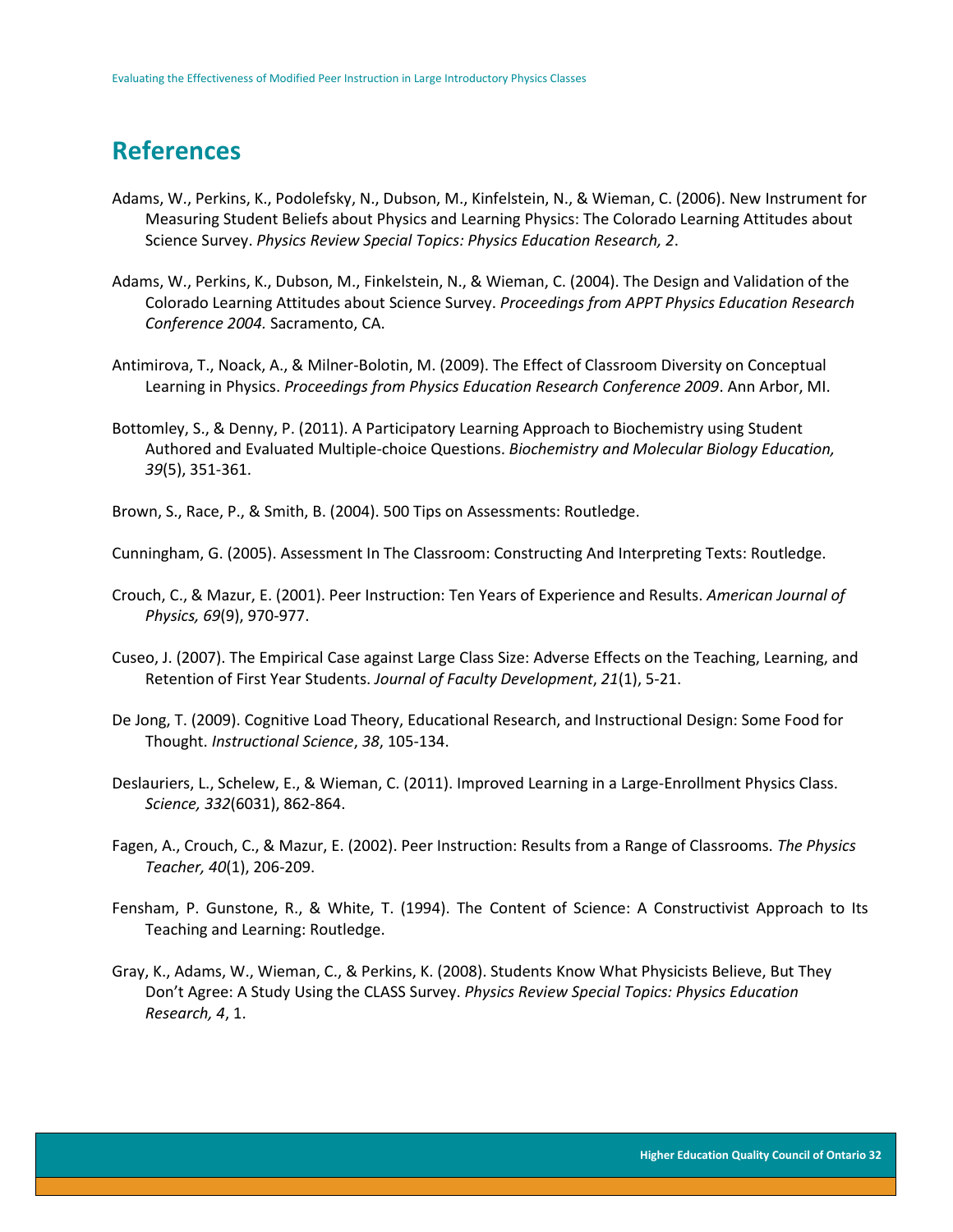## References

Adams, W., Perkins, K., Podolefsky, N., Dubson, M., Kinfelstein, N., & Wieman, C. (2006). New Instrument for Measuring Student Beliefs about Physics and Learning Physics: The Colorado Learning Attitudes about Science Survey. *Physics Review Special Topics: Physics Education Research, 2*.

Adams, W., Perkins, K., Dubson, M., Finkelstein, N., & Wieman, C. (2004). The Design and Validation of the Colorado Learning Attitudes about Science Survey. *Proceedings from APPT Physics Education Research Conference 2004.* Sacramento, CA.

Antimirova, T., Noack, A., & Milner-Bolotin, M. (2009). The Effect of Classroom Diversity on Conceptual Learning in Physics. *Proceedings from Physics Education Research Conference 2009*. Ann Arbor, MI.

Bottomley, S., & Denny, P. (2011). A Participatory Learning Approach to Biochemistry using Student Authored and Evaluated Multiple-choice Questions. *Biochemistry and Molecular Biology Education, 39*(5), 351-361.

Brown, S., Race, P., & Smith, B. (2004). 500 Tips on Assessments: Routledge.

Cunningham, G. (2005). Assessment In The Classroom: Constructing And Interpreting Texts: Routledge.

Crouch, C., & Mazur, E. (2001). Peer Instruction: Ten Years of Experience and Results. *American Journal of Physics, 69*(9), 970-977.

Cuseo, J. (2007). The Empirical Case against Large Class Size: Adverse Effects on the Teaching, Learning, and Retention of First Year Students. *Journal of Faculty Development*, *21*(1), 5-21.

De Jong, T. (2009). Cognitive Load Theory, Educational Research, and Instructional Design: Some Food for Thought. *Instructional Science*, *38*, 105-134.

Deslauriers, L., Schelew, E., & Wieman, C. (2011). Improved Learning in a Large-Enrollment Physics Class. *Science, 332*(6031), 862-864.

Fagen, A., Crouch, C., & Mazur, E. (2002). Peer Instruction: Results from a Range of Classrooms. *The Physics Teacher, 40*(1), 206-209.

Fensham, P. Gunstone, R., & White, T. (1994). The Content of Science: A Constructivist Approach to Its Teaching and Learning: Routledge.

Gray, K., Adams, W., Wieman, C., & Perkins, K. (2008). Students Know What Physicists Believe, But They Don't Agree: A Study Using the CLASS Survey. *Physics Review Special Topics: Physics Education Research, 4*, 1.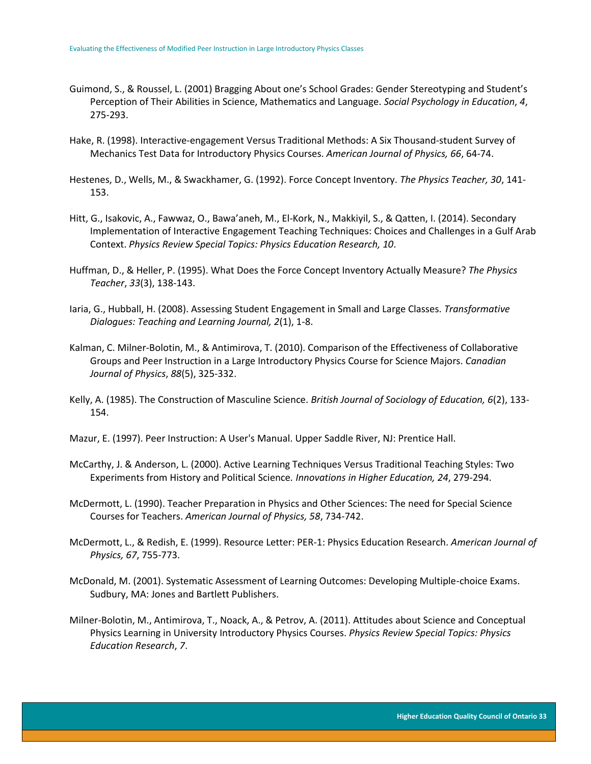Guimond, S., & Roussel, L. (2001) Bragging About one's School Grades: Gender Stereotyping and Student's Perception of Their Abilities in Science, Mathematics and Language. *Social Psychology in Education*, *4*, 275-293.

Hake, R. (1998). Interactive-engagement Versus Traditional Methods: A Six Thousand-student Survey of Mechanics Test Data for Introductory Physics Courses. *American Journal of Physics, 66*, 64-74.

Hestenes, D., Wells, M., & Swackhamer, G. (1992). Force Concept Inventory. *The Physics Teacher, 30*, 141-153.

Hitt, G., Isakovic, A., Fawwaz, O., Bawa'aneh, M., El-Kork, N., Makkiyil, S., & Qatten, I. (2014). Secondary Implementation of Interactive Engagement Teaching Techniques: Choices and Challenges in a Gulf Arab Context. *Physics Review Special Topics: Physics Education Research, 10*.

Huffman, D., & Heller, P. (1995). What Does the Force Concept Inventory Actually Measure? *The Physics Teacher*, *33*(3), 138-143.

Iaria, G., Hubball, H. (2008). Assessing Student Engagement in Small and Large Classes. *Transformative Dialogues: Teaching and Learning Journal, 2*(1), 1-8.

Kalman, C. Milner-Bolotin, M., & Antimirova, T. (2010). Comparison of the Effectiveness of Collaborative Groups and Peer Instruction in a Large Introductory Physics Course for Science Majors. *Canadian Journal of Physics*, *88*(5), 325-332.

Kelly, A. (1985). The Construction of Masculine Science. *British Journal of Sociology of Education, 6*(2), 133-154.

Mazur, E. (1997). Peer Instruction: A User's Manual. Upper Saddle River, NJ: Prentice Hall.

McCarthy, J. & Anderson, L. (2000). Active Learning Techniques Versus Traditional Teaching Styles: Two Experiments from History and Political Science*. Innovations in Higher Education, 24*, 279-294.

McDermott, L. (1990). Teacher Preparation in Physics and Other Sciences: The need for Special Science Courses for Teachers. *American Journal of Physics, 58*, 734-742.

McDermott, L., & Redish, E. (1999). Resource Letter: PER-1: Physics Education Research. *American Journal of Physics, 67*, 755-773.

McDonald, M. (2001). Systematic Assessment of Learning Outcomes: Developing Multiple-choice Exams. Sudbury, MA: Jones and Bartlett Publishers.

Milner-Bolotin, M., Antimirova, T., Noack, A., & Petrov, A. (2011). Attitudes about Science and Conceptual Physics Learning in University Introductory Physics Courses. *Physics Review Special Topics: Physics Education Research*, *7*.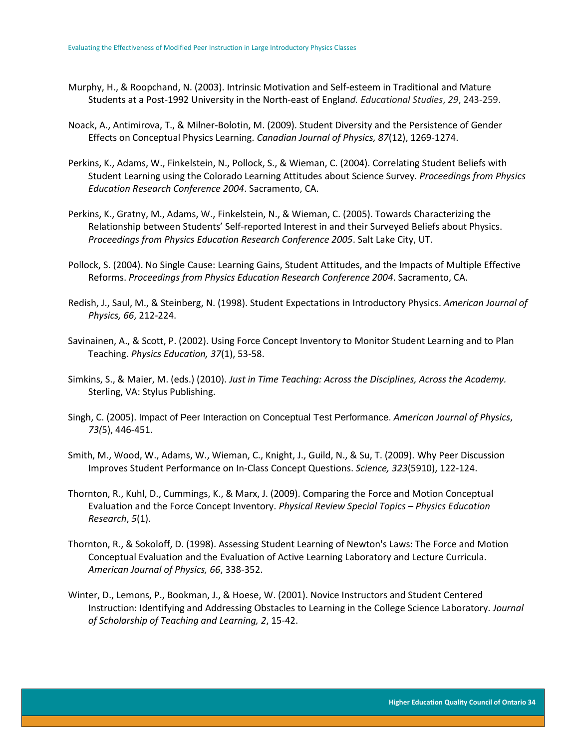Murphy, H., & Roopchand, N. (2003). Intrinsic Motivation and Self-esteem in Traditional and Mature Students at a Post-1992 University in the North-east of Englan*d. Educational Studies*, *29*, 243-259.

Noack, A., Antimirova, T., & Milner-Bolotin, M. (2009). Student Diversity and the Persistence of Gender Effects on Conceptual Physics Learning. *Canadian Journal of Physics, 87*(12), 1269-1274.

Perkins, K., Adams, W., Finkelstein, N., Pollock, S., & Wieman, C. (2004). Correlating Student Beliefs with Student Learning using the Colorado Learning Attitudes about Science Survey*. Proceedings from Physics Education Research Conference 2004*. Sacramento, CA.

Perkins, K., Gratny, M., Adams, W., Finkelstein, N., & Wieman, C. (2005). Towards Characterizing the Relationship between Students' Self-reported Interest in and their Surveyed Beliefs about Physics. *Proceedings from Physics Education Research Conference 2005*. Salt Lake City, UT.

Pollock, S. (2004). No Single Cause: Learning Gains, Student Attitudes, and the Impacts of Multiple Effective Reforms. *Proceedings from Physics Education Research Conference 2004*. Sacramento, CA.

Redish, J., Saul, M., & Steinberg, N. (1998). Student Expectations in Introductory Physics. *American Journal of Physics, 66*, 212-224.

Savinainen, A., & Scott, P. (2002). Using Force Concept Inventory to Monitor Student Learning and to Plan Teaching. *Physics Education, 37*(1), 53-58.

Simkins, S., & Maier, M. (eds.) (2010). *Just in Time Teaching: Across the Disciplines, Across the Academy.* Sterling, VA: Stylus Publishing.

Singh, C. (2005). Impact of Peer Interaction on Conceptual Test Performance. *American Journal of Physics*, *73(*5), 446-451.

Smith, M., Wood, W., Adams, W., Wieman, C., Knight, J., Guild, N., & Su, T. (2009). Why Peer Discussion Improves Student Performance on In-Class Concept Questions. *Science, 323*(5910), 122-124.

Thornton, R., Kuhl, D., Cummings, K., & Marx, J. (2009). Comparing the Force and Motion Conceptual Evaluation and the Force Concept Inventory. *Physical Review Special Topics – Physics Education Research*, *5*(1).

Thornton, R., & Sokoloff, D. (1998). Assessing Student Learning of Newton's Laws: The Force and Motion Conceptual Evaluation and the Evaluation of Active Learning Laboratory and Lecture Curricula. *American Journal of Physics, 66*, 338-352.

Winter, D., Lemons, P., Bookman, J., & Hoese, W. (2001). Novice Instructors and Student Centered Instruction: Identifying and Addressing Obstacles to Learning in the College Science Laboratory. *Journal of Scholarship of Teaching and Learning, 2*, 15-42.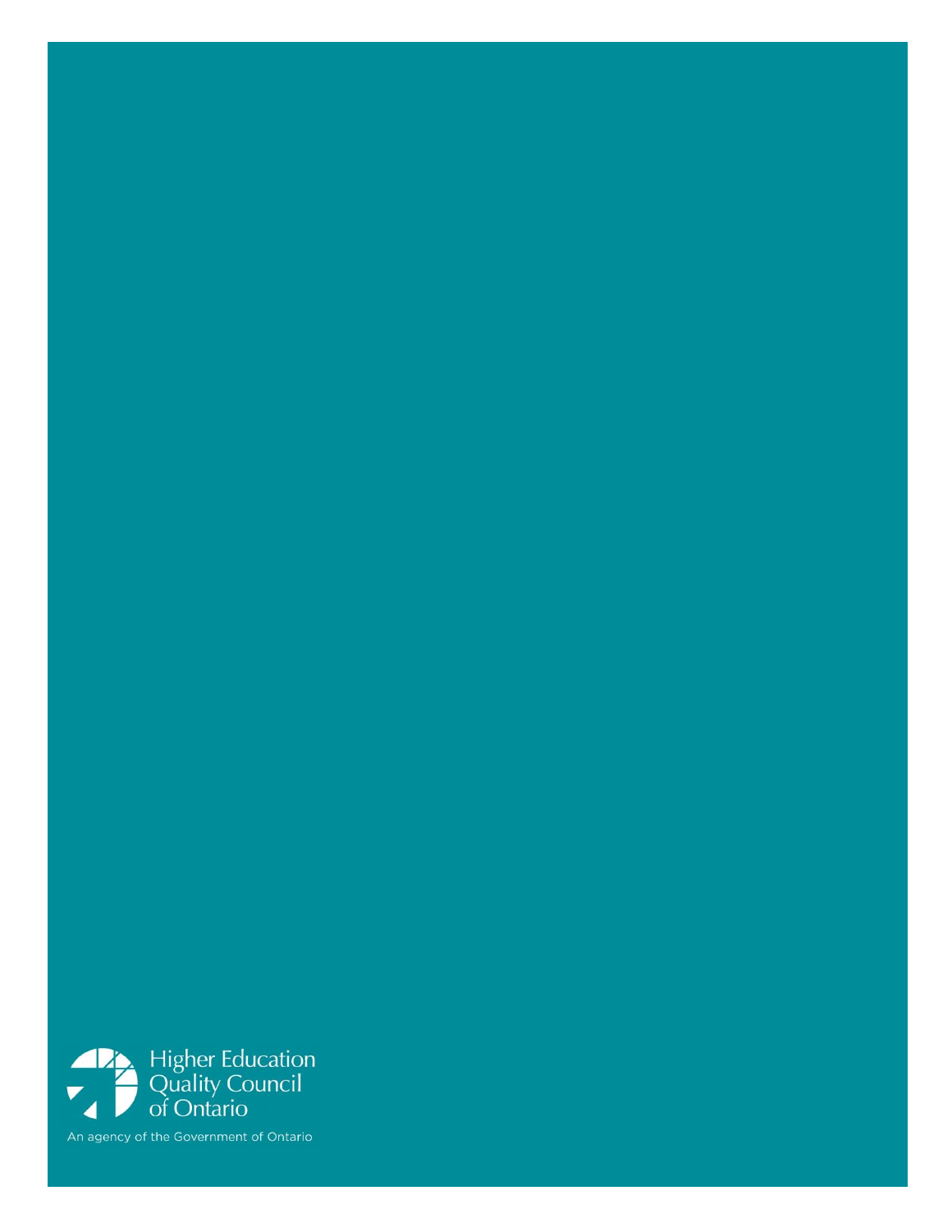Higher Education Quality Council of Ontario

An agency of the Government of Ontario